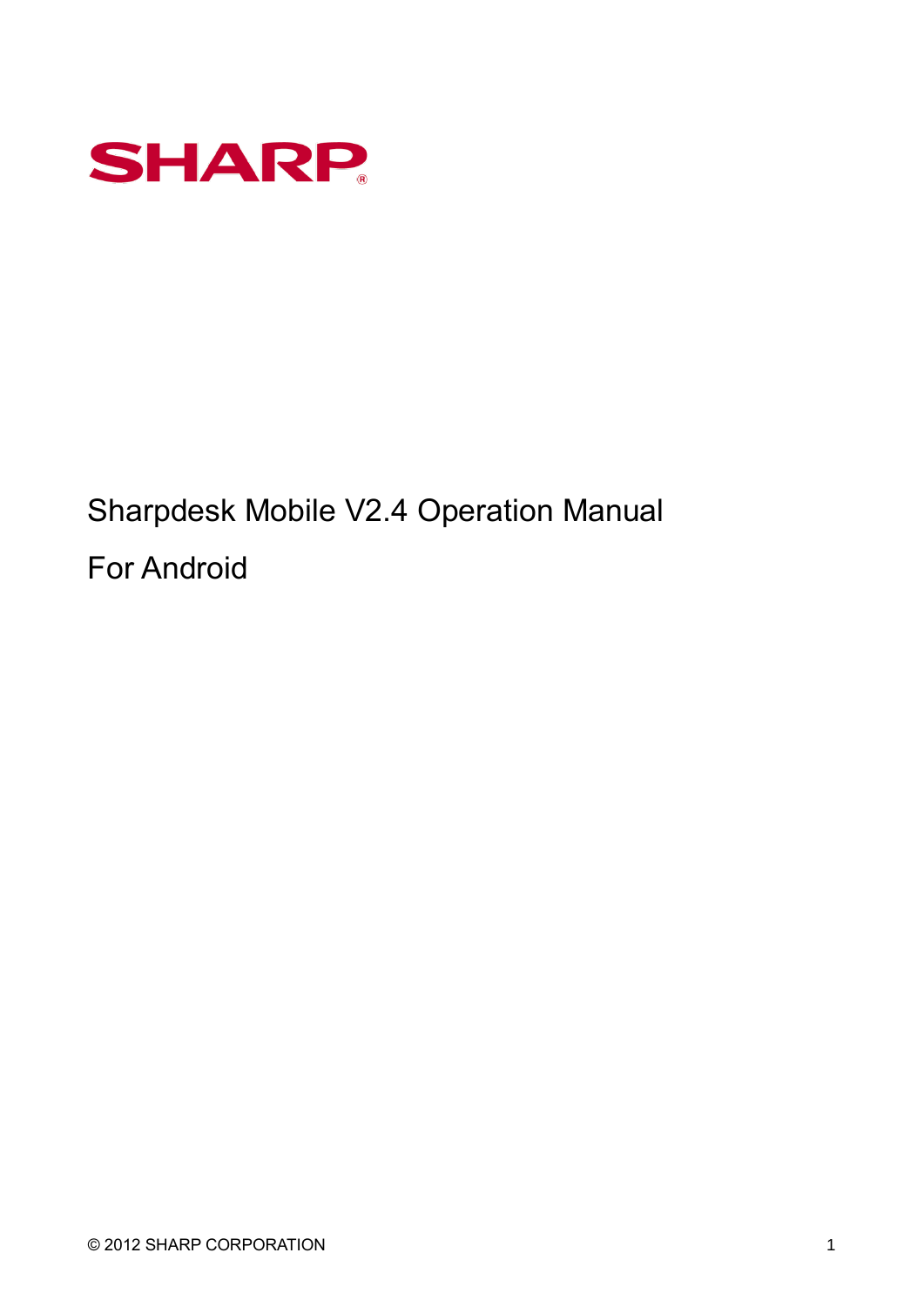SHARP

# Sharpdesk Mobile V2.4 Operation Manual

# For Android

© 2012 SHARP CORPORATION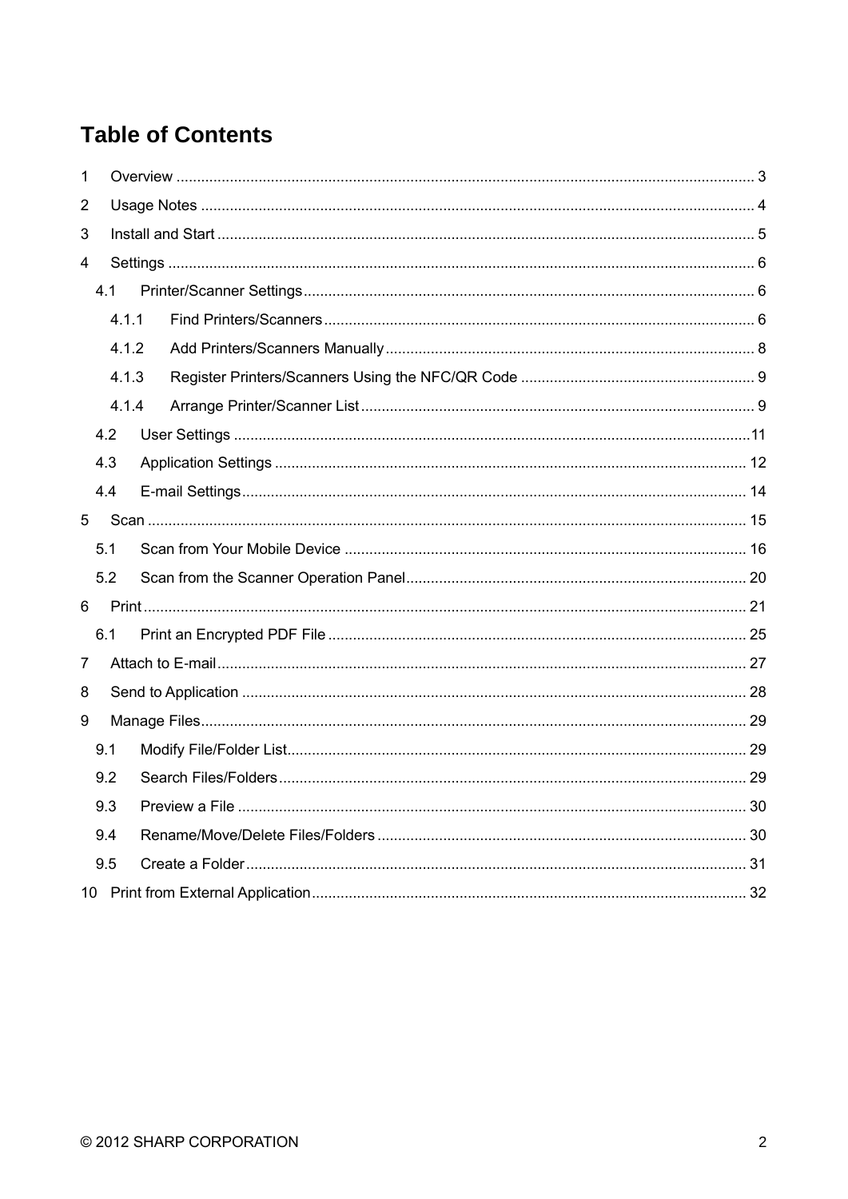# Table of Contents

1 Overview ........................................................................................................................................ 3

2 Usage Notes .................................................................................................................................. 4

3 Install and Start .............................................................................................................................. 5

4 Settings .......................................................................................................................................... 6

 4.1 Printer/Scanner Settings ........................................................................................................... 6

  4.1.1 Find Printers/Scanners ...................................................................................................... 6

  4.1.2 Add Printers/Scanners Manually ....................................................................................... 8

  4.1.3 Register Printers/Scanners Using the NFC/QR Code ........................................................ 9

  4.1.4 Arrange Printer/Scanner List ............................................................................................. 9

 4.2 User Settings ........................................................................................................................... 11

 4.3 Application Settings ................................................................................................................ 12

 4.4 E-mail Settings ........................................................................................................................ 14

5 Scan .............................................................................................................................................. 15

 5.1 Scan from Your Mobile Device ............................................................................................... 16

 5.2 Scan from the Scanner Operation Panel ................................................................................. 20

6 Print ............................................................................................................................................... 21

 6.1 Print an Encrypted PDF File ................................................................................................... 25

7 Attach to E-mail ............................................................................................................................. 27

8 Send to Application ....................................................................................................................... 28

9 Manage Files ................................................................................................................................. 29

 9.1 Modify File/Folder List ............................................................................................................ 29

 9.2 Search Files/Folders ............................................................................................................... 29

 9.3 Preview a File ......................................................................................................................... 30

 9.4 Rename/Move/Delete Files/Folders ........................................................................................ 30

 9.5 Create a Folder ....................................................................................................................... 31

10 Print from External Application .................................................................................................... 32

© 2012 SHARP CORPORATION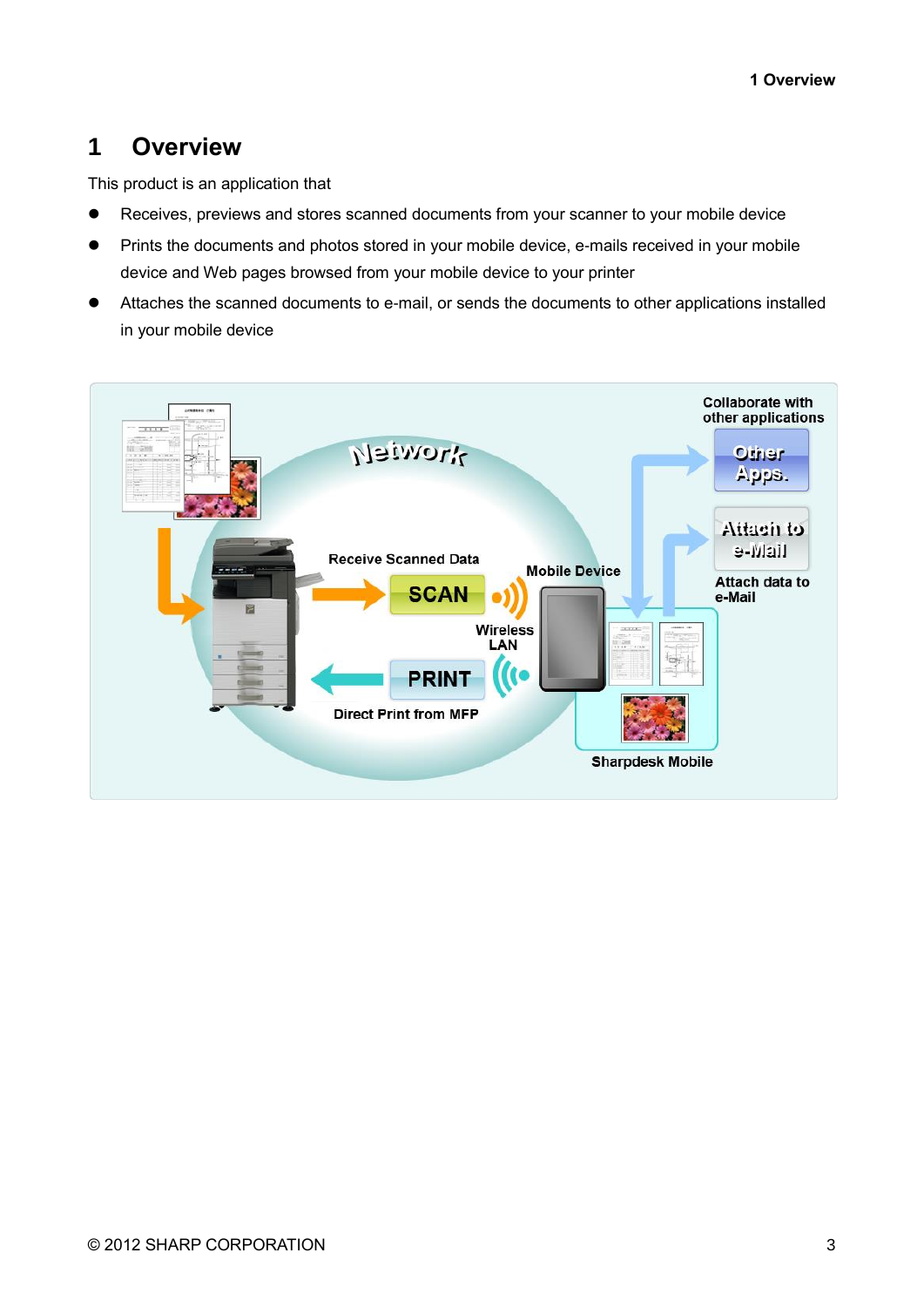# 1 Overview

This product is an application that

- Receives, previews and stores scanned documents from your scanner to your mobile device
- Prints the documents and photos stored in your mobile device, e-mails received in your mobile device and Web pages browsed from your mobile device to your printer
- Attaches the scanned documents to e-mail, or sends the documents to other applications installed in your mobile device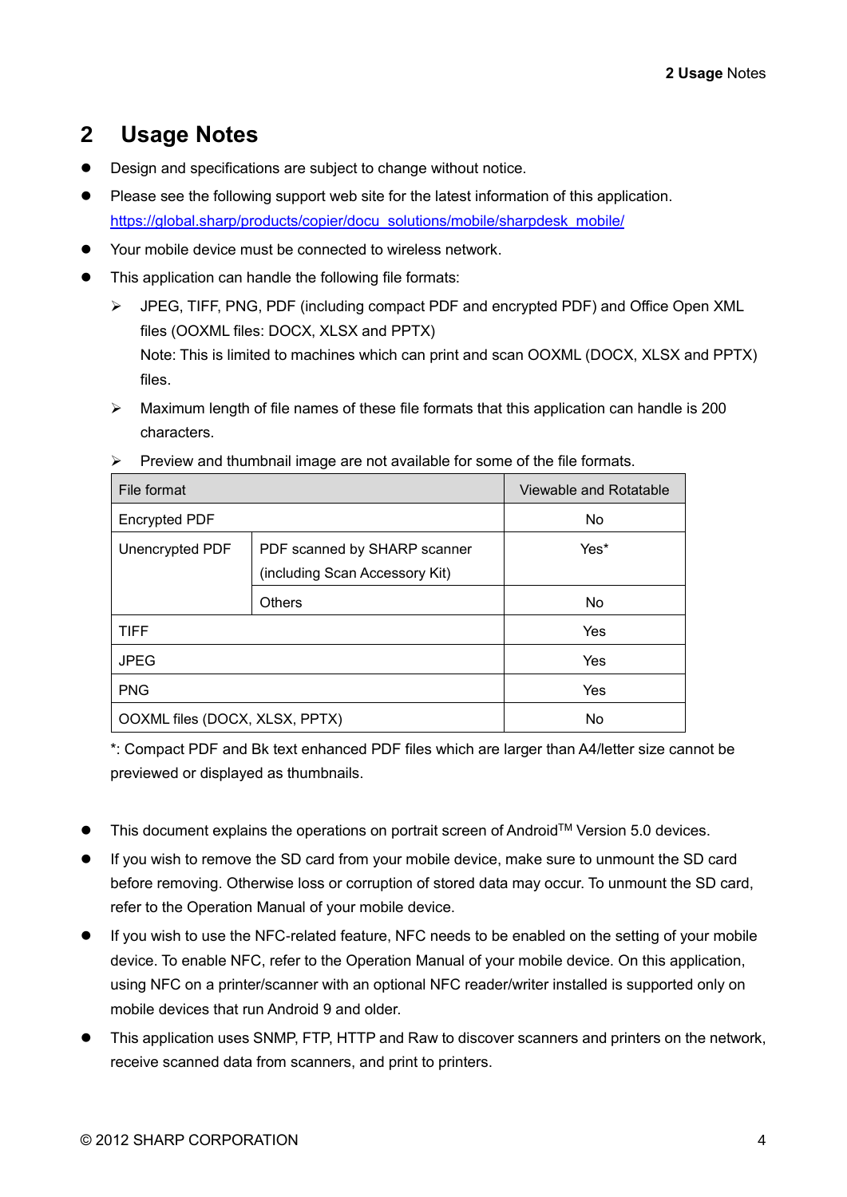# 2 Usage Notes

- Design and specifications are subject to change without notice.
- Please see the following support web site for the latest information of this application.
  https://global.sharp/products/copier/docu_solutions/mobile/sharpdesk_mobile/
- Your mobile device must be connected to wireless network.
- This application can handle the following file formats:
  - JPEG, TIFF, PNG, PDF (including compact PDF and encrypted PDF) and Office Open XML files (OOXML files: DOCX, XLSX and PPTX)
    Note: This is limited to machines which can print and scan OOXML (DOCX, XLSX and PPTX) files.
  - Maximum length of file names of these file formats that this application can handle is 200 characters.
  - Preview and thumbnail image are not available for some of the file formats.

| File format | | Viewable and Rotatable |
|---|---|---|
| Encrypted PDF | | No |
| Unencrypted PDF | PDF scanned by SHARP scanner (including Scan Accessory Kit) | Yes* |
| | Others | No |
| TIFF | | Yes |
| JPEG | | Yes |
| PNG | | Yes |
| OOXML files (DOCX, XLSX, PPTX) | | No |

*: Compact PDF and Bk text enhanced PDF files which are larger than A4/letter size cannot be previewed or displayed as thumbnails.

- This document explains the operations on portrait screen of Android™ Version 5.0 devices.
- If you wish to remove the SD card from your mobile device, make sure to unmount the SD card before removing. Otherwise loss or corruption of stored data may occur. To unmount the SD card, refer to the Operation Manual of your mobile device.
- If you wish to use the NFC-related feature, NFC needs to be enabled on the setting of your mobile device. To enable NFC, refer to the Operation Manual of your mobile device. On this application, using NFC on a printer/scanner with an optional NFC reader/writer installed is supported only on mobile devices that run Android 9 and older.
- This application uses SNMP, FTP, HTTP and Raw to discover scanners and printers on the network, receive scanned data from scanners, and print to printers.

© 2012 SHARP CORPORATION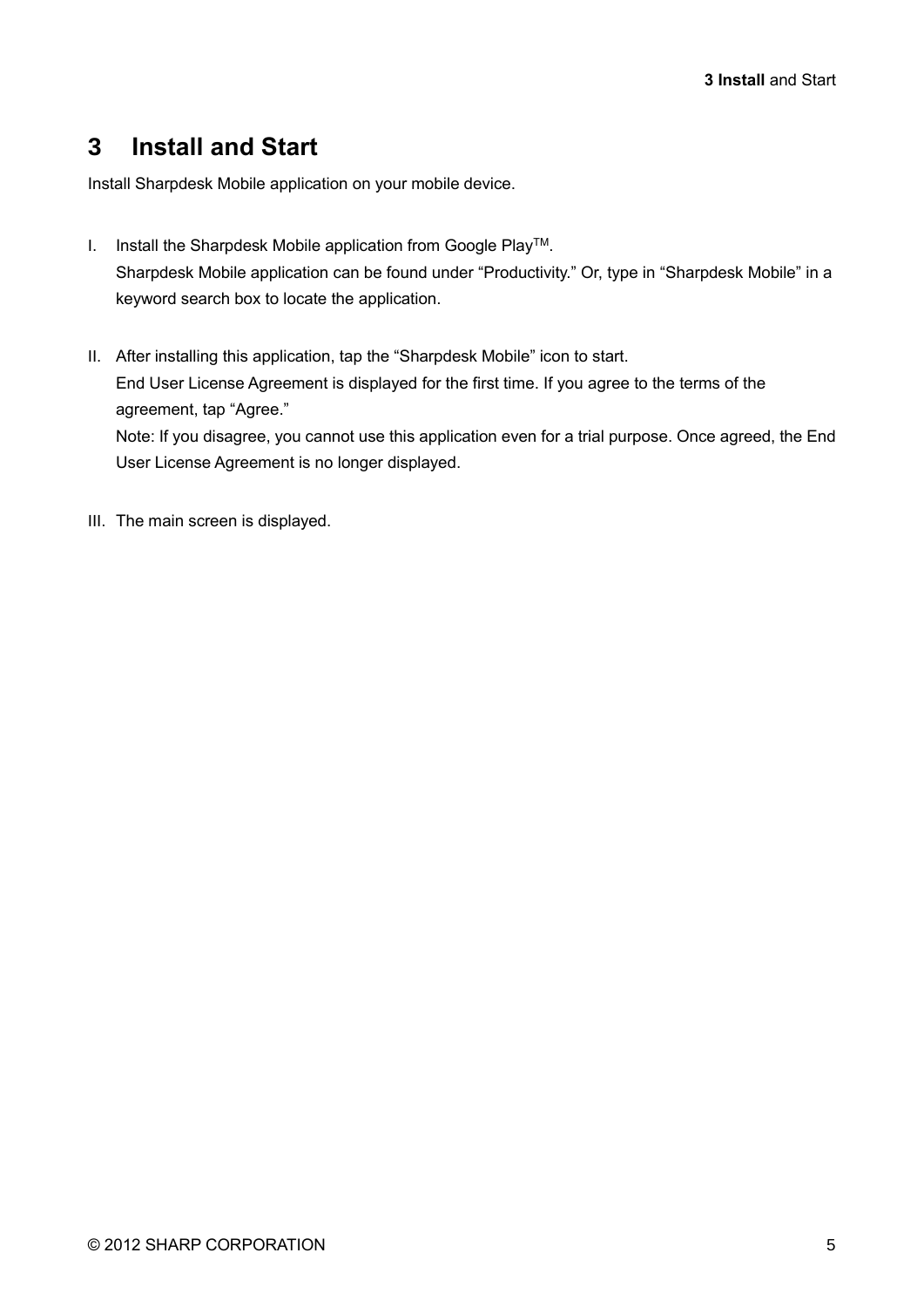# 3 Install and Start

Install Sharpdesk Mobile application on your mobile device.

I. Install the Sharpdesk Mobile application from Google Play™.
   Sharpdesk Mobile application can be found under "Productivity." Or, type in "Sharpdesk Mobile" in a keyword search box to locate the application.

II. After installing this application, tap the "Sharpdesk Mobile" icon to start.
   End User License Agreement is displayed for the first time. If you agree to the terms of the agreement, tap "Agree."
   Note: If you disagree, you cannot use this application even for a trial purpose. Once agreed, the End User License Agreement is no longer displayed.

III. The main screen is displayed.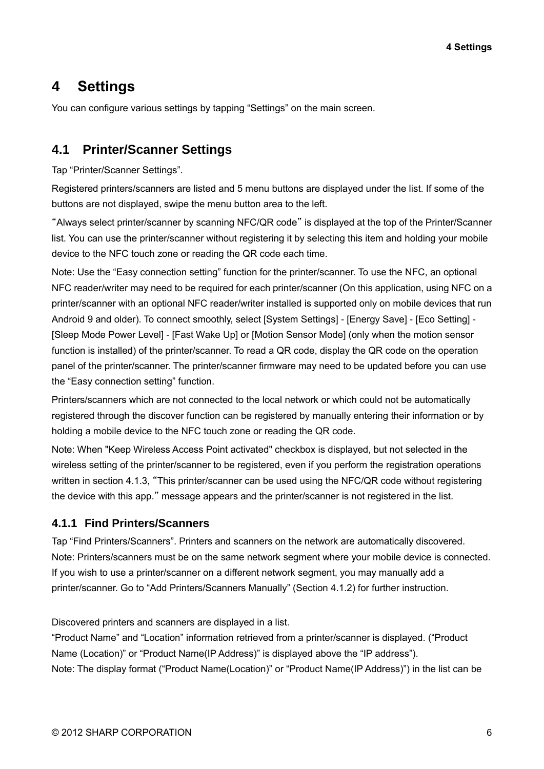# 4 Settings

You can configure various settings by tapping “Settings” on the main screen.

## 4.1 Printer/Scanner Settings

Tap “Printer/Scanner Settings”.

Registered printers/scanners are listed and 5 menu buttons are displayed under the list. If some of the buttons are not displayed, swipe the menu button area to the left.

“Always select printer/scanner by scanning NFC/QR code” is displayed at the top of the Printer/Scanner list. You can use the printer/scanner without registering it by selecting this item and holding your mobile device to the NFC touch zone or reading the QR code each time.

Note: Use the “Easy connection setting” function for the printer/scanner. To use the NFC, an optional NFC reader/writer may need to be required for each printer/scanner (On this application, using NFC on a printer/scanner with an optional NFC reader/writer installed is supported only on mobile devices that run Android 9 and older). To connect smoothly, select [System Settings] - [Energy Save] - [Eco Setting] - [Sleep Mode Power Level] - [Fast Wake Up] or [Motion Sensor Mode] (only when the motion sensor function is installed) of the printer/scanner. To read a QR code, display the QR code on the operation panel of the printer/scanner. The printer/scanner firmware may need to be updated before you can use the “Easy connection setting” function.

Printers/scanners which are not connected to the local network or which could not be automatically registered through the discover function can be registered by manually entering their information or by holding a mobile device to the NFC touch zone or reading the QR code.

Note: When "Keep Wireless Access Point activated" checkbox is displayed, but not selected in the wireless setting of the printer/scanner to be registered, even if you perform the registration operations written in section 4.1.3, “This printer/scanner can be used using the NFC/QR code without registering the device with this app.” message appears and the printer/scanner is not registered in the list.

### 4.1.1 Find Printers/Scanners

Tap “Find Printers/Scanners”. Printers and scanners on the network are automatically discovered.
Note: Printers/scanners must be on the same network segment where your mobile device is connected. If you wish to use a printer/scanner on a different network segment, you may manually add a printer/scanner. Go to “Add Printers/Scanners Manually” (Section 4.1.2) for further instruction.

Discovered printers and scanners are displayed in a list.
“Product Name” and “Location” information retrieved from a printer/scanner is displayed. (“Product Name (Location)” or “Product Name(IP Address)” is displayed above the “IP address”).
Note: The display format (“Product Name(Location)” or “Product Name(IP Address)”) in the list can be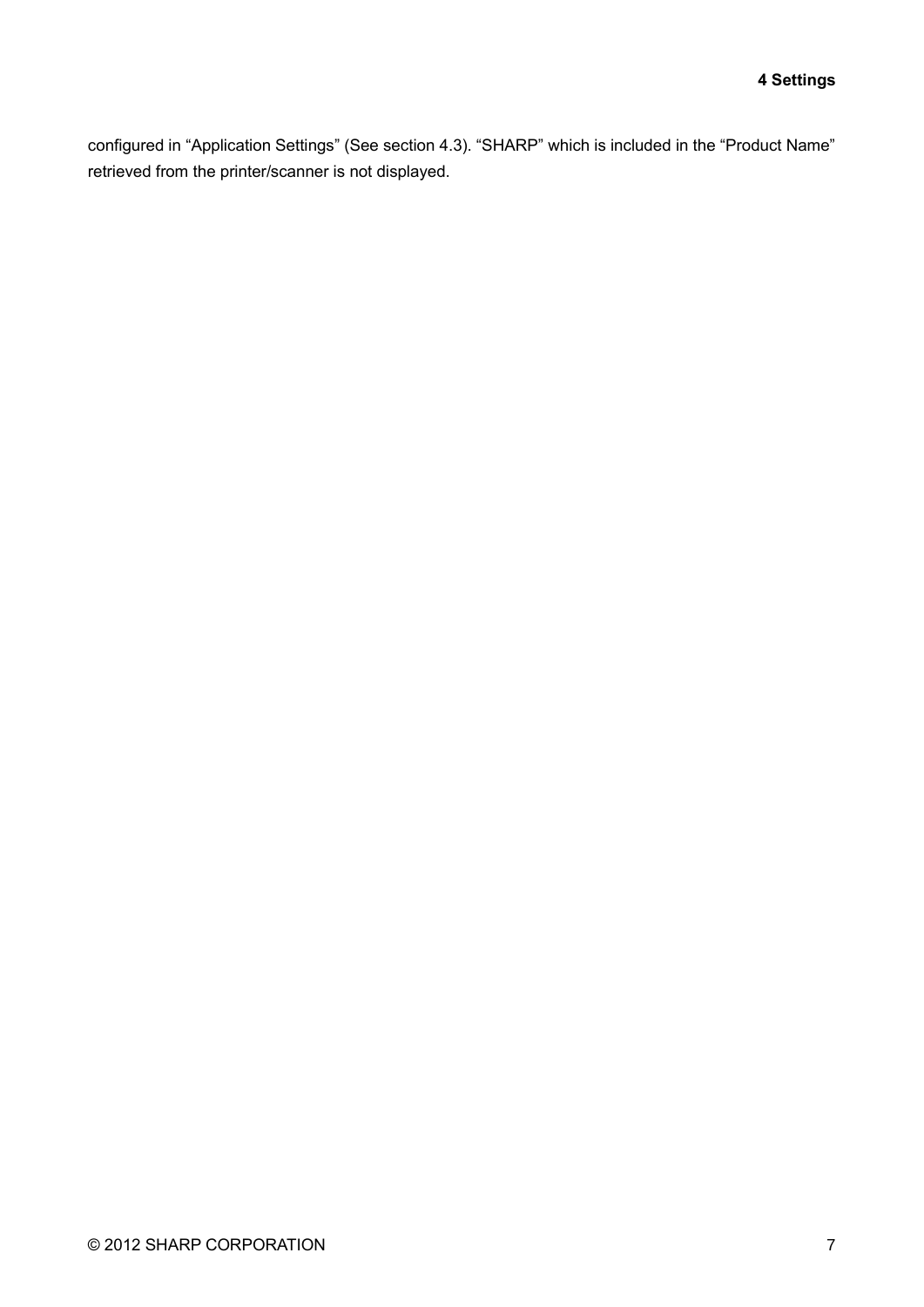configured in “Application Settings” (See section 4.3). “SHARP” which is included in the “Product Name” retrieved from the printer/scanner is not displayed.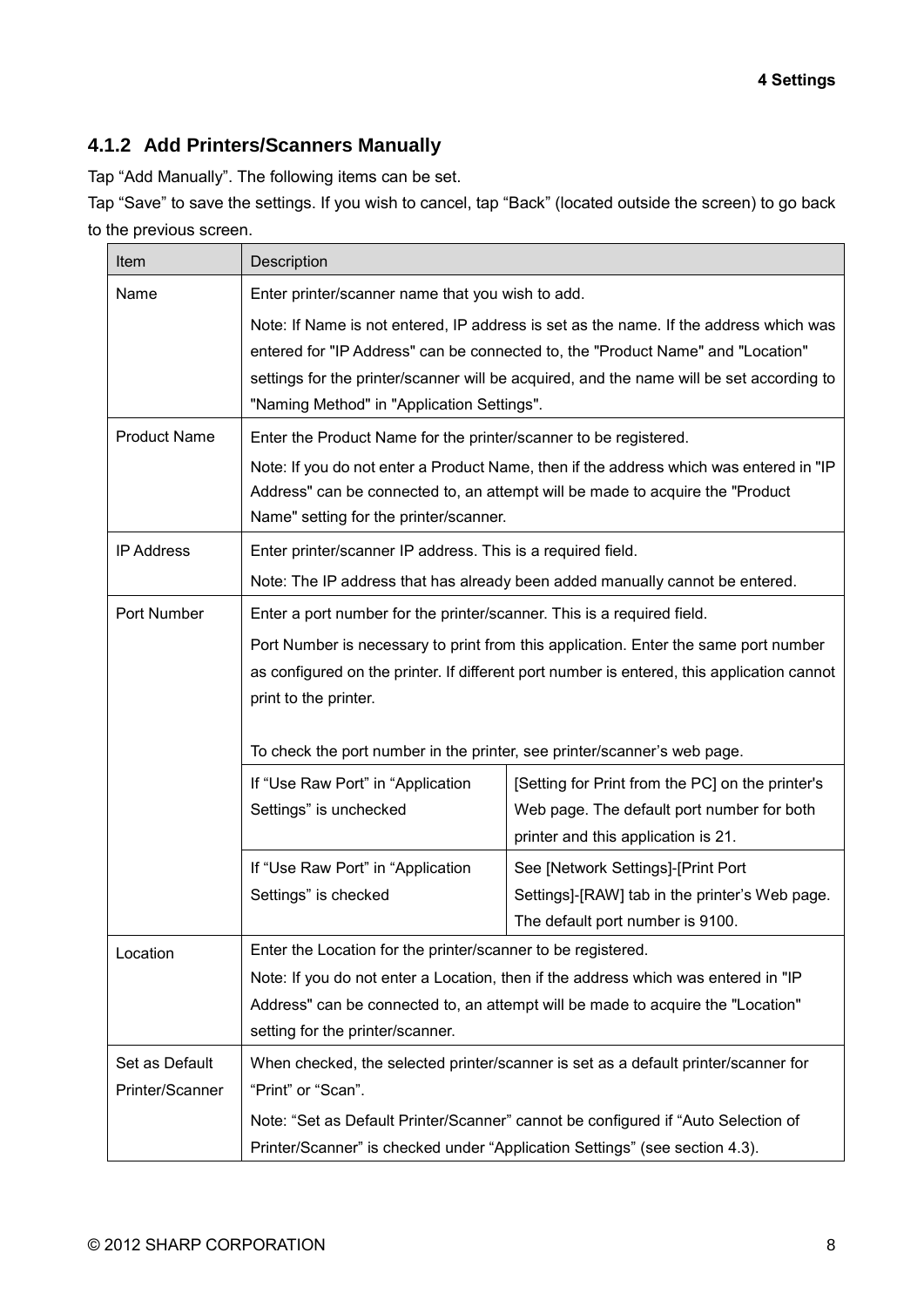### 4.1.2 Add Printers/Scanners Manually

Tap “Add Manually”. The following items can be set.

Tap “Save” to save the settings. If you wish to cancel, tap “Back” (located outside the screen) to go back to the previous screen.

| Item | Description | |
|---|---|---|
| Name | Enter printer/scanner name that you wish to add.<br>Note: If Name is not entered, IP address is set as the name. If the address which was entered for "IP Address" can be connected to, the "Product Name" and "Location" settings for the printer/scanner will be acquired, and the name will be set according to "Naming Method" in "Application Settings". | |
| Product Name | Enter the Product Name for the printer/scanner to be registered.<br>Note: If you do not enter a Product Name, then if the address which was entered in "IP Address" can be connected to, an attempt will be made to acquire the "Product Name" setting for the printer/scanner. | |
| IP Address | Enter printer/scanner IP address. This is a required field.<br>Note: The IP address that has already been added manually cannot be entered. | |
| Port Number | Enter a port number for the printer/scanner. This is a required field.<br>Port Number is necessary to print from this application. Enter the same port number as configured on the printer. If different port number is entered, this application cannot print to the printer.<br><br>To check the port number in the printer, see printer/scanner’s web page. | |
| | If “Use Raw Port” in “Application Settings” is unchecked | [Setting for Print from the PC] on the printer's Web page. The default port number for both printer and this application is 21. |
| | If “Use Raw Port” in “Application Settings” is checked | See [Network Settings]-[Print Port Settings]-[RAW] tab in the printer’s Web page. The default port number is 9100. |
| Location | Enter the Location for the printer/scanner to be registered.<br>Note: If you do not enter a Location, then if the address which was entered in "IP Address" can be connected to, an attempt will be made to acquire the "Location" setting for the printer/scanner. | |
| Set as Default Printer/Scanner | When checked, the selected printer/scanner is set as a default printer/scanner for “Print” or “Scan”.<br>Note: “Set as Default Printer/Scanner” cannot be configured if “Auto Selection of Printer/Scanner” is checked under “Application Settings” (see section 4.3). | |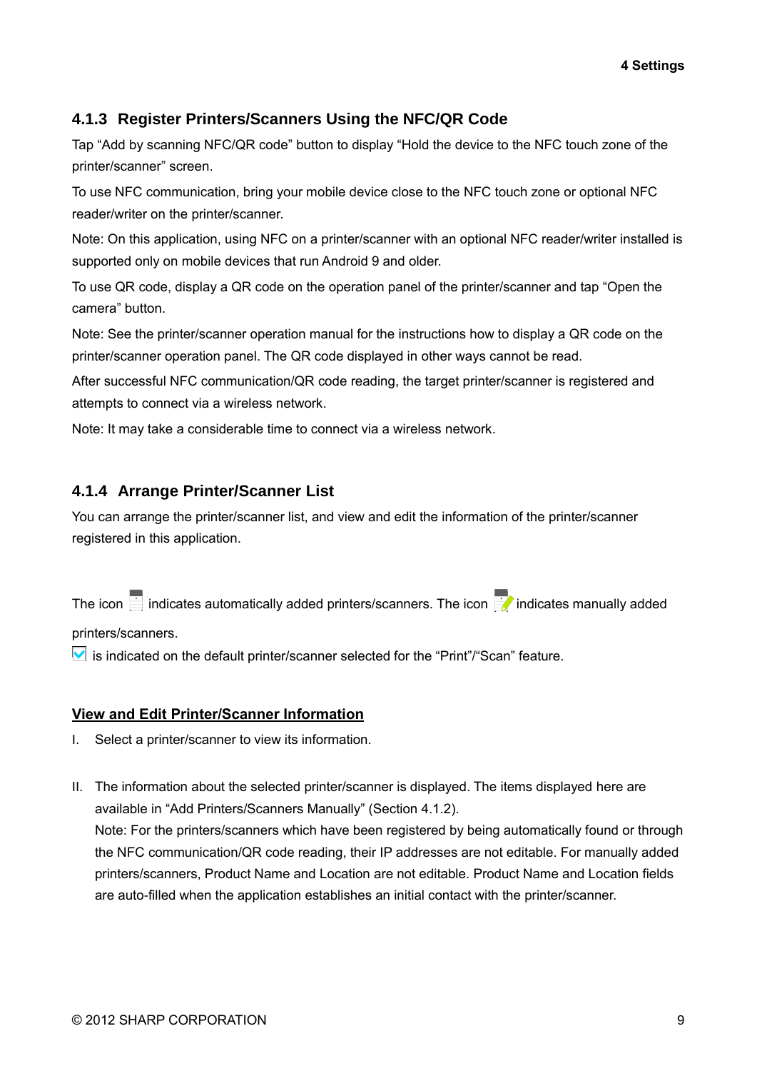### 4.1.3 Register Printers/Scanners Using the NFC/QR Code

Tap “Add by scanning NFC/QR code” button to display “Hold the device to the NFC touch zone of the printer/scanner” screen.

To use NFC communication, bring your mobile device close to the NFC touch zone or optional NFC reader/writer on the printer/scanner.

Note: On this application, using NFC on a printer/scanner with an optional NFC reader/writer installed is supported only on mobile devices that run Android 9 and older.

To use QR code, display a QR code on the operation panel of the printer/scanner and tap “Open the camera” button.

Note: See the printer/scanner operation manual for the instructions how to display a QR code on the printer/scanner operation panel. The QR code displayed in other ways cannot be read.

After successful NFC communication/QR code reading, the target printer/scanner is registered and attempts to connect via a wireless network.

Note: It may take a considerable time to connect via a wireless network.

### 4.1.4 Arrange Printer/Scanner List

You can arrange the printer/scanner list, and view and edit the information of the printer/scanner registered in this application.

The icon indicates automatically added printers/scanners. The icon indicates manually added printers/scanners.

is indicated on the default printer/scanner selected for the “Print”/“Scan” feature.

**View and Edit Printer/Scanner Information**

I. Select a printer/scanner to view its information.

II. The information about the selected printer/scanner is displayed. The items displayed here are available in “Add Printers/Scanners Manually” (Section 4.1.2).
Note: For the printers/scanners which have been registered by being automatically found or through the NFC communication/QR code reading, their IP addresses are not editable. For manually added printers/scanners, Product Name and Location are not editable. Product Name and Location fields are auto-filled when the application establishes an initial contact with the printer/scanner.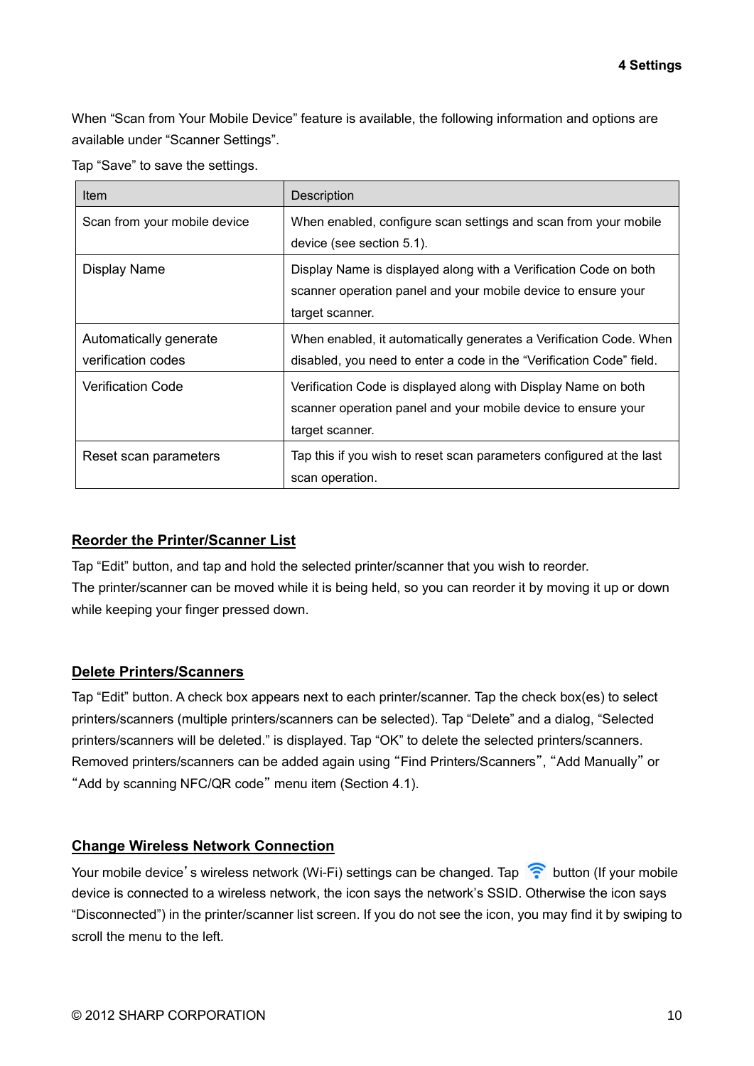When “Scan from Your Mobile Device” feature is available, the following information and options are available under “Scanner Settings”.

Tap “Save” to save the settings.

| Item | Description |
|---|---|
| Scan from your mobile device | When enabled, configure scan settings and scan from your mobile device (see section 5.1). |
| Display Name | Display Name is displayed along with a Verification Code on both scanner operation panel and your mobile device to ensure your target scanner. |
| Automatically generate verification codes | When enabled, it automatically generates a Verification Code. When disabled, you need to enter a code in the “Verification Code” field. |
| Verification Code | Verification Code is displayed along with Display Name on both scanner operation panel and your mobile device to ensure your target scanner. |
| Reset scan parameters | Tap this if you wish to reset scan parameters configured at the last scan operation. |

## Reorder the Printer/Scanner List

Tap “Edit” button, and tap and hold the selected printer/scanner that you wish to reorder.
The printer/scanner can be moved while it is being held, so you can reorder it by moving it up or down while keeping your finger pressed down.

## Delete Printers/Scanners

Tap “Edit” button. A check box appears next to each printer/scanner. Tap the check box(es) to select printers/scanners (multiple printers/scanners can be selected). Tap “Delete” and a dialog, “Selected printers/scanners will be deleted.” is displayed. Tap “OK” to delete the selected printers/scanners. Removed printers/scanners can be added again using “Find Printers/Scanners”, “Add Manually” or “Add by scanning NFC/QR code” menu item (Section 4.1).

## Change Wireless Network Connection

Your mobile device’s wireless network (Wi-Fi) settings can be changed. Tap button (If your mobile device is connected to a wireless network, the icon says the network’s SSID. Otherwise the icon says “Disconnected”) in the printer/scanner list screen. If you do not see the icon, you may find it by swiping to scroll the menu to the left.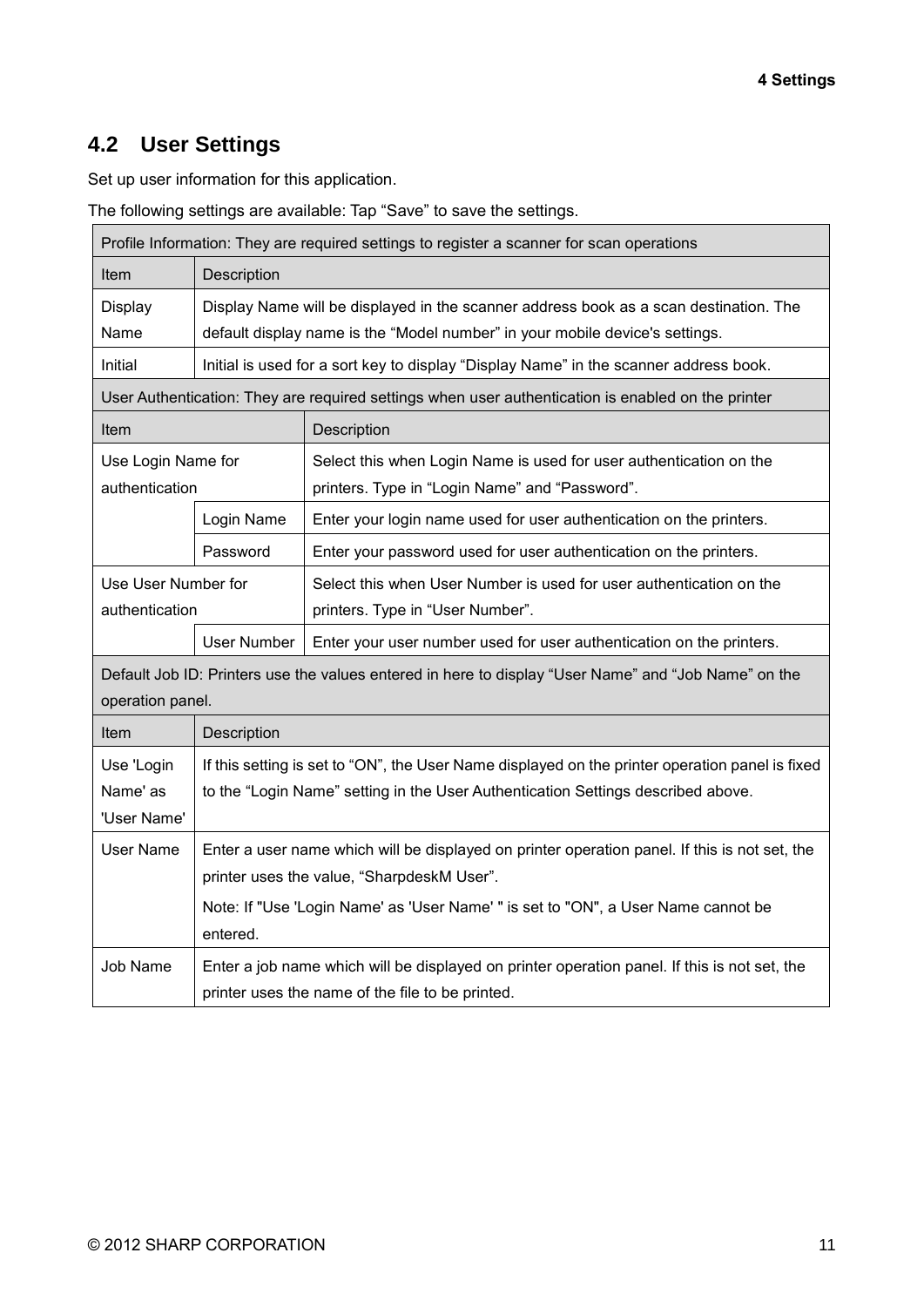## 4.2 User Settings

Set up user information for this application.

The following settings are available: Tap “Save” to save the settings.

| Profile Information: They are required settings to register a scanner for scan operations | |
|---|---|
| Item | Description |
| Display Name | Display Name will be displayed in the scanner address book as a scan destination. The default display name is the “Model number” in your mobile device's settings. |
| Initial | Initial is used for a sort key to display “Display Name” in the scanner address book. |

| User Authentication: They are required settings when user authentication is enabled on the printer | | |
|---|---|---|
| Item | | Description |
| Use Login Name for authentication | | Select this when Login Name is used for user authentication on the printers. Type in “Login Name” and “Password”. |
| | Login Name | Enter your login name used for user authentication on the printers. |
| | Password | Enter your password used for user authentication on the printers. |
| Use User Number for authentication | | Select this when User Number is used for user authentication on the printers. Type in “User Number”. |
| | User Number | Enter your user number used for user authentication on the printers. |

| Default Job ID: Printers use the values entered in here to display “User Name” and “Job Name” on the operation panel. | |
|---|---|
| Item | Description |
| Use 'Login Name' as 'User Name' | If this setting is set to “ON”, the User Name displayed on the printer operation panel is fixed to the “Login Name” setting in the User Authentication Settings described above. |
| User Name | Enter a user name which will be displayed on printer operation panel. If this is not set, the printer uses the value, “SharpdeskM User”.<br>Note: If "Use 'Login Name' as 'User Name' " is set to "ON", a User Name cannot be entered. |
| Job Name | Enter a job name which will be displayed on printer operation panel. If this is not set, the printer uses the name of the file to be printed. |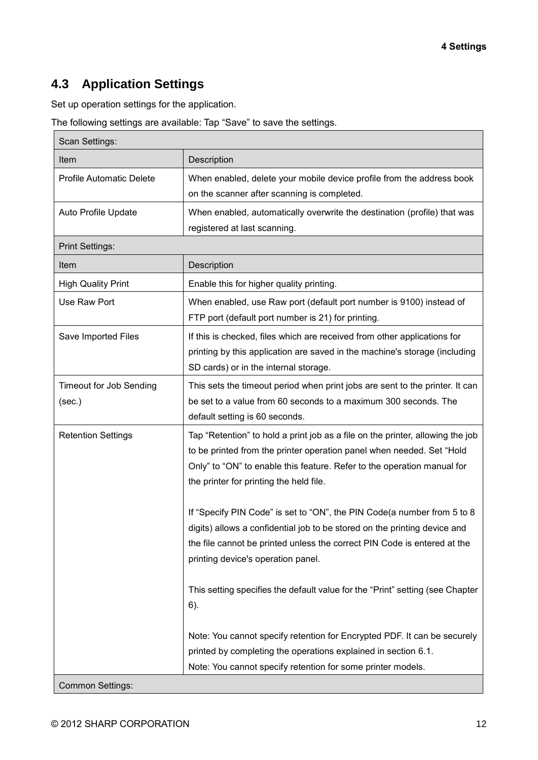## 4.3 Application Settings

Set up operation settings for the application.

The following settings are available: Tap “Save” to save the settings.

| Scan Settings: | |
|---|---|
| Item | Description |
| Profile Automatic Delete | When enabled, delete your mobile device profile from the address book on the scanner after scanning is completed. |
| Auto Profile Update | When enabled, automatically overwrite the destination (profile) that was registered at last scanning. |
| Print Settings: | |
| Item | Description |
| High Quality Print | Enable this for higher quality printing. |
| Use Raw Port | When enabled, use Raw port (default port number is 9100) instead of FTP port (default port number is 21) for printing. |
| Save Imported Files | If this is checked, files which are received from other applications for printing by this application are saved in the machine's storage (including SD cards) or in the internal storage. |
| Timeout for Job Sending (sec.) | This sets the timeout period when print jobs are sent to the printer. It can be set to a value from 60 seconds to a maximum 300 seconds. The default setting is 60 seconds. |
| Retention Settings | Tap “Retention” to hold a print job as a file on the printer, allowing the job to be printed from the printer operation panel when needed. Set “Hold Only” to “ON” to enable this feature. Refer to the operation manual for the printer for printing the held file.<br><br>If “Specify PIN Code” is set to “ON”, the PIN Code(a number from 5 to 8 digits) allows a confidential job to be stored on the printing device and the file cannot be printed unless the correct PIN Code is entered at the printing device's operation panel.<br><br>This setting specifies the default value for the “Print” setting (see Chapter 6).<br><br>Note: You cannot specify retention for Encrypted PDF. It can be securely printed by completing the operations explained in section 6.1.<br>Note: You cannot specify retention for some printer models. |
| Common Settings: | |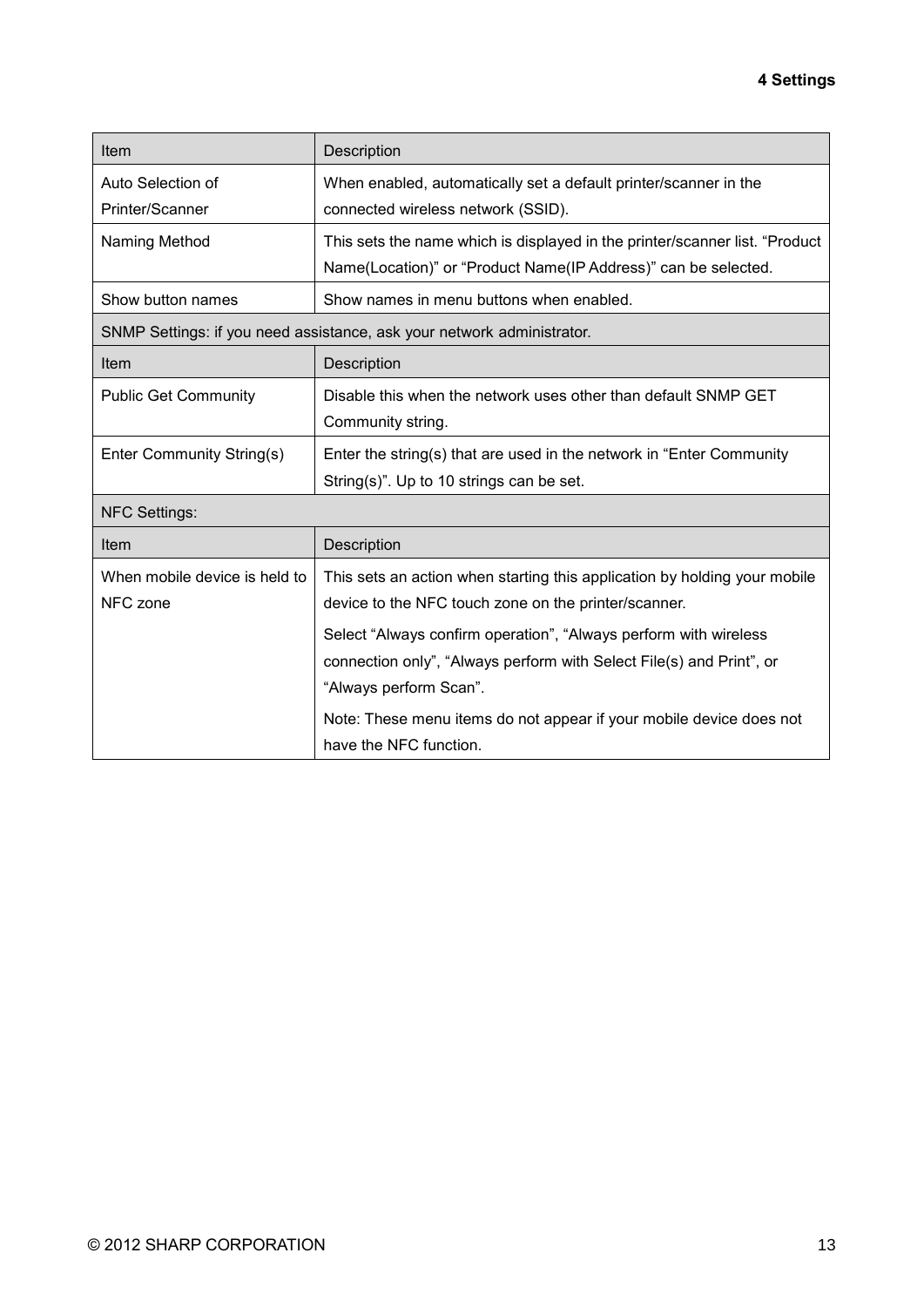| Item | Description |
| --- | --- |
| Auto Selection of Printer/Scanner | When enabled, automatically set a default printer/scanner in the connected wireless network (SSID). |
| Naming Method | This sets the name which is displayed in the printer/scanner list. “Product Name(Location)” or “Product Name(IP Address)” can be selected. |
| Show button names | Show names in menu buttons when enabled. |
| SNMP Settings: if you need assistance, ask your network administrator. | |
| Item | Description |
| Public Get Community | Disable this when the network uses other than default SNMP GET Community string. |
| Enter Community String(s) | Enter the string(s) that are used in the network in “Enter Community String(s)”. Up to 10 strings can be set. |
| NFC Settings: | |
| Item | Description |
| When mobile device is held to NFC zone | This sets an action when starting this application by holding your mobile device to the NFC touch zone on the printer/scanner. Select “Always confirm operation”, “Always perform with wireless connection only”, “Always perform with Select File(s) and Print”, or “Always perform Scan”. Note: These menu items do not appear if your mobile device does not have the NFC function. |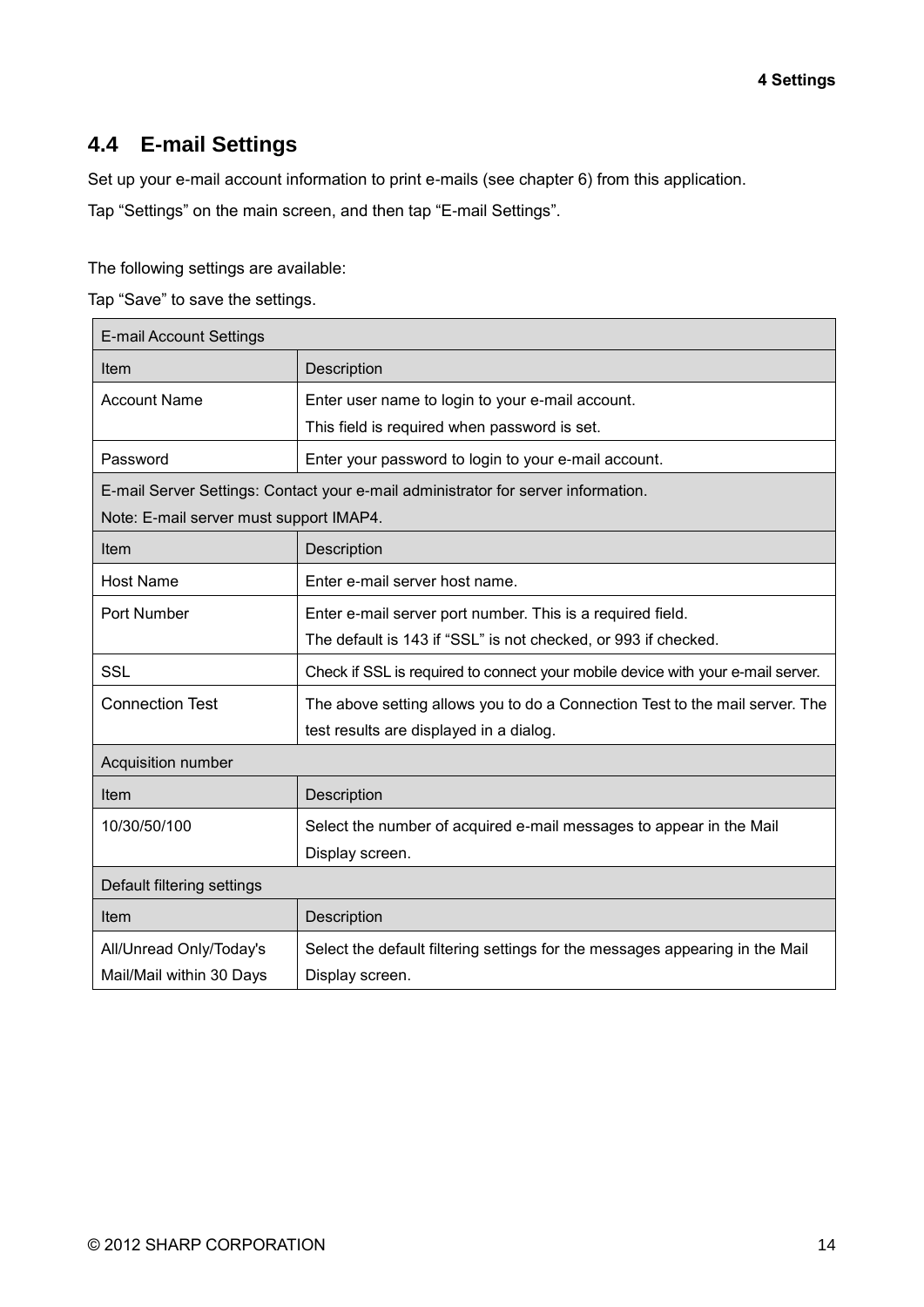## 4.4 E-mail Settings

Set up your e-mail account information to print e-mails (see chapter 6) from this application.

Tap “Settings” on the main screen, and then tap “E-mail Settings”.

The following settings are available:

Tap “Save” to save the settings.

| E-mail Account Settings | |
|---|---|
| Item | Description |
| Account Name | Enter user name to login to your e-mail account.<br>This field is required when password is set. |
| Password | Enter your password to login to your e-mail account. |
| E-mail Server Settings: Contact your e-mail administrator for server information.<br>Note: E-mail server must support IMAP4. | |
| Item | Description |
| Host Name | Enter e-mail server host name. |
| Port Number | Enter e-mail server port number. This is a required field.<br>The default is 143 if “SSL” is not checked, or 993 if checked. |
| SSL | Check if SSL is required to connect your mobile device with your e-mail server. |
| Connection Test | The above setting allows you to do a Connection Test to the mail server. The test results are displayed in a dialog. |
| Acquisition number | |
| Item | Description |
| 10/30/50/100 | Select the number of acquired e-mail messages to appear in the Mail Display screen. |
| Default filtering settings | |
| Item | Description |
| All/Unread Only/Today's Mail/Mail within 30 Days | Select the default filtering settings for the messages appearing in the Mail Display screen. |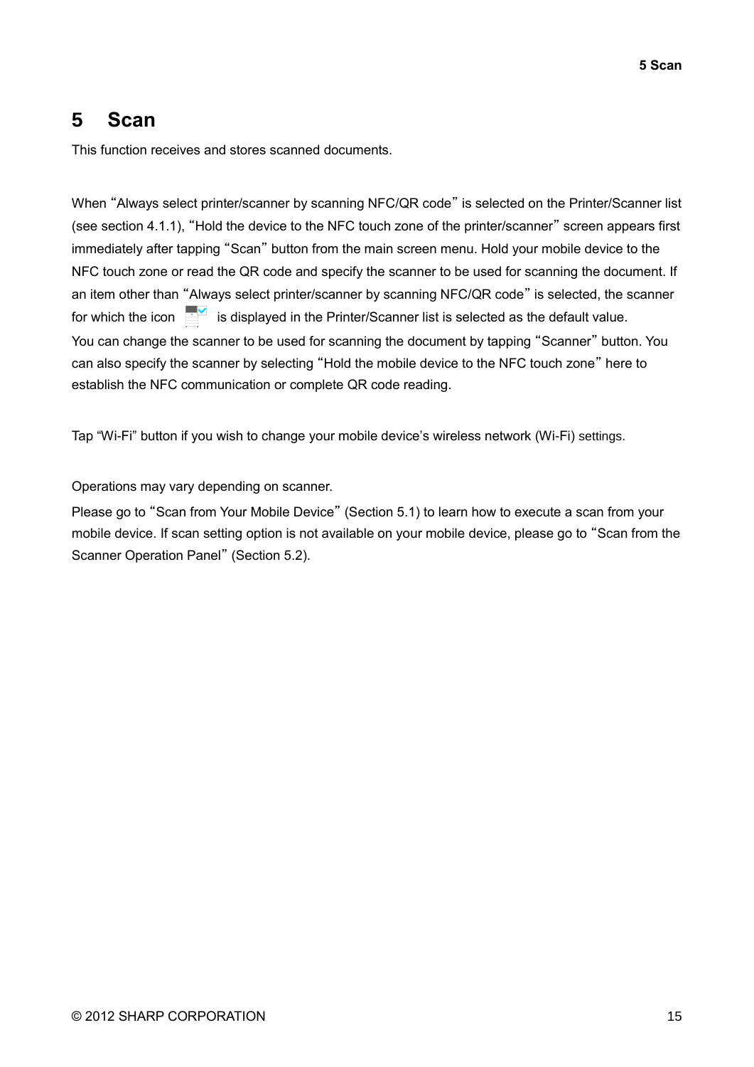# 5 Scan

This function receives and stores scanned documents.

When "Always select printer/scanner by scanning NFC/QR code" is selected on the Printer/Scanner list (see section 4.1.1), "Hold the device to the NFC touch zone of the printer/scanner" screen appears first immediately after tapping "Scan" button from the main screen menu. Hold your mobile device to the NFC touch zone or read the QR code and specify the scanner to be used for scanning the document. If an item other than "Always select printer/scanner by scanning NFC/QR code" is selected, the scanner for which the icon is displayed in the Printer/Scanner list is selected as the default value.
You can change the scanner to be used for scanning the document by tapping "Scanner" button. You can also specify the scanner by selecting "Hold the mobile device to the NFC touch zone" here to establish the NFC communication or complete QR code reading.

Tap "Wi-Fi" button if you wish to change your mobile device's wireless network (Wi-Fi) settings.

Operations may vary depending on scanner.

Please go to "Scan from Your Mobile Device" (Section 5.1) to learn how to execute a scan from your mobile device. If scan setting option is not available on your mobile device, please go to "Scan from the Scanner Operation Panel" (Section 5.2).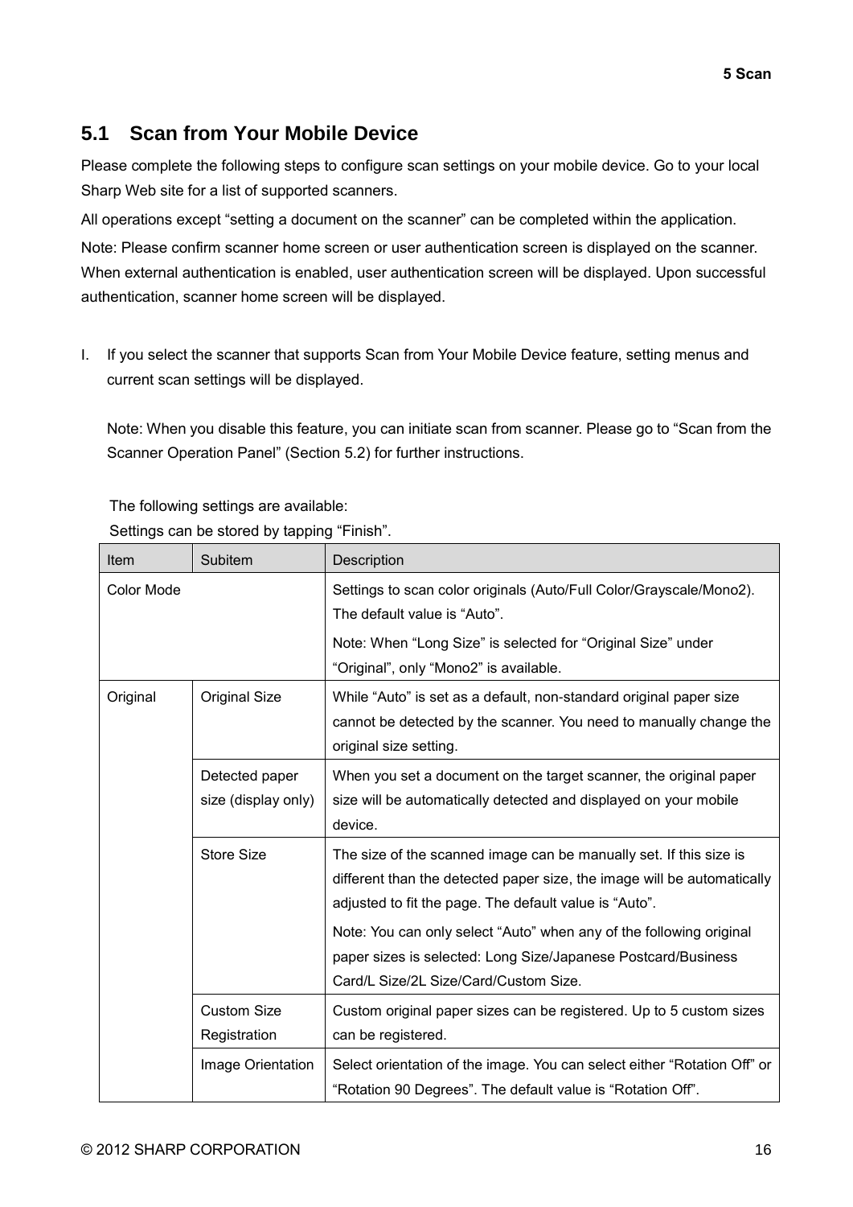## 5.1 Scan from Your Mobile Device

Please complete the following steps to configure scan settings on your mobile device. Go to your local Sharp Web site for a list of supported scanners.

All operations except “setting a document on the scanner” can be completed within the application.

Note: Please confirm scanner home screen or user authentication screen is displayed on the scanner. When external authentication is enabled, user authentication screen will be displayed. Upon successful authentication, scanner home screen will be displayed.

I. If you select the scanner that supports Scan from Your Mobile Device feature, setting menus and current scan settings will be displayed.

   Note: When you disable this feature, you can initiate scan from scanner. Please go to “Scan from the Scanner Operation Panel” (Section 5.2) for further instructions.

   The following settings are available:
   Settings can be stored by tapping “Finish”.

| Item | Subitem | Description |
|---|---|---|
| Color Mode | | Settings to scan color originals (Auto/Full Color/Grayscale/Mono2). The default value is “Auto”.<br>Note: When “Long Size” is selected for “Original Size” under “Original”, only “Mono2” is available. |
| Original | Original Size | While “Auto” is set as a default, non-standard original paper size cannot be detected by the scanner. You need to manually change the original size setting. |
| | Detected paper size (display only) | When you set a document on the target scanner, the original paper size will be automatically detected and displayed on your mobile device. |
| | Store Size | The size of the scanned image can be manually set. If this size is different than the detected paper size, the image will be automatically adjusted to fit the page. The default value is “Auto”.<br>Note: You can only select “Auto” when any of the following original paper sizes is selected: Long Size/Japanese Postcard/Business Card/L Size/2L Size/Card/Custom Size. |
| | Custom Size Registration | Custom original paper sizes can be registered. Up to 5 custom sizes can be registered. |
| | Image Orientation | Select orientation of the image. You can select either “Rotation Off” or “Rotation 90 Degrees”. The default value is “Rotation Off”. |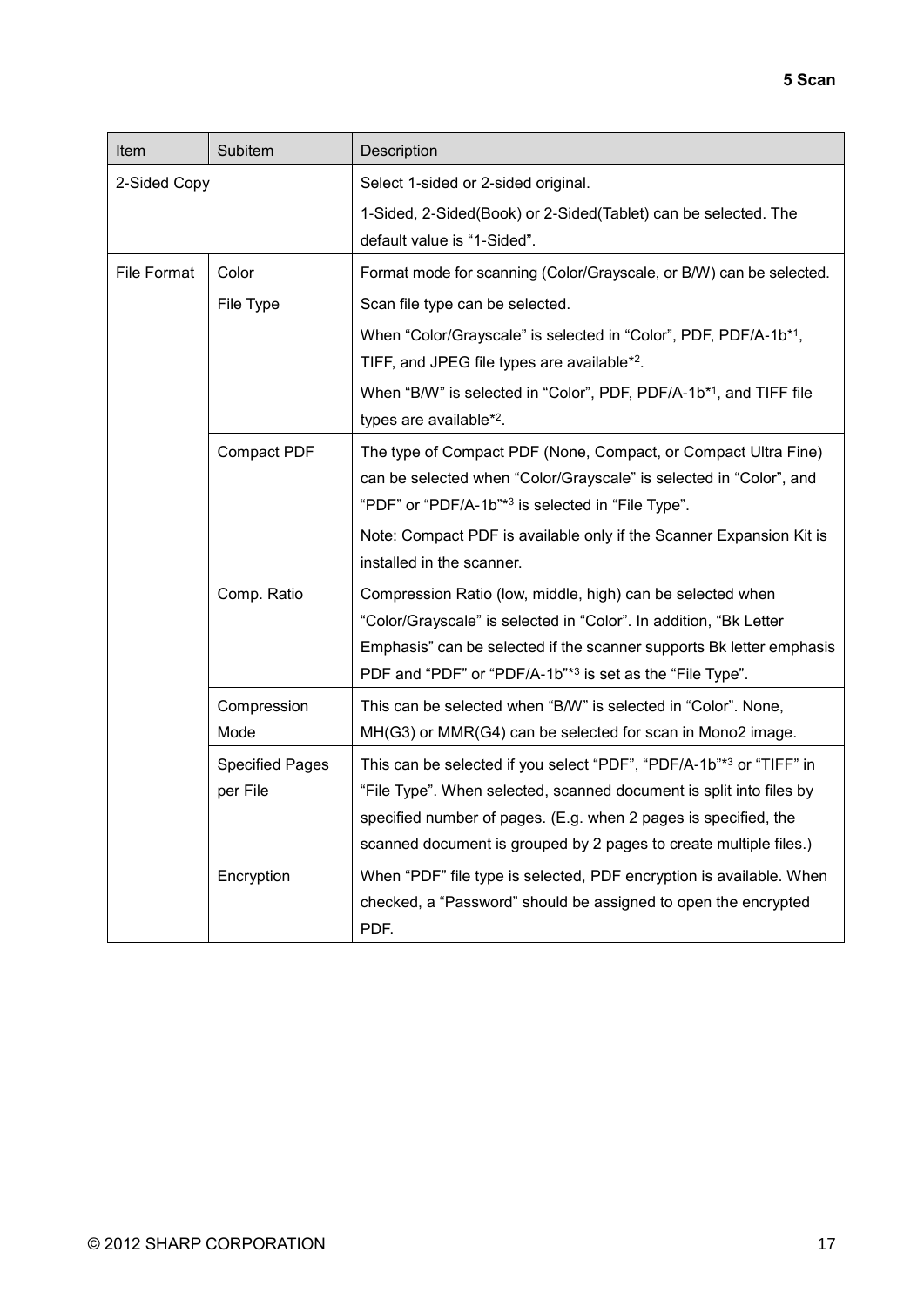| Item | Subitem | Description |
|---|---|---|
| 2-Sided Copy | | Select 1-sided or 2-sided original.<br>1-Sided, 2-Sided(Book) or 2-Sided(Tablet) can be selected. The default value is “1-Sided”. |
| File Format | Color | Format mode for scanning (Color/Grayscale, or B/W) can be selected. |
| | File Type | Scan file type can be selected.<br>When “Color/Grayscale” is selected in “Color”, PDF, PDF/A-1b*[1], TIFF, and JPEG file types are available*[2].<br>When “B/W” is selected in “Color”, PDF, PDF/A-1b*[1], and TIFF file types are available*[2]. |
| | Compact PDF | The type of Compact PDF (None, Compact, or Compact Ultra Fine) can be selected when “Color/Grayscale” is selected in “Color”, and “PDF” or “PDF/A-1b”*[3] is selected in “File Type”.<br>Note: Compact PDF is available only if the Scanner Expansion Kit is installed in the scanner. |
| | Comp. Ratio | Compression Ratio (low, middle, high) can be selected when “Color/Grayscale” is selected in “Color”. In addition, “Bk Letter Emphasis” can be selected if the scanner supports Bk letter emphasis PDF and “PDF” or “PDF/A-1b”*[3] is set as the “File Type”. |
| | Compression Mode | This can be selected when “B/W” is selected in “Color”. None, MH(G3) or MMR(G4) can be selected for scan in Mono2 image. |
| | Specified Pages per File | This can be selected if you select “PDF”, “PDF/A-1b”*[3] or “TIFF” in “File Type”. When selected, scanned document is split into files by specified number of pages. (E.g. when 2 pages is specified, the scanned document is grouped by 2 pages to create multiple files.) |
| | Encryption | When “PDF” file type is selected, PDF encryption is available. When checked, a “Password” should be assigned to open the encrypted PDF. |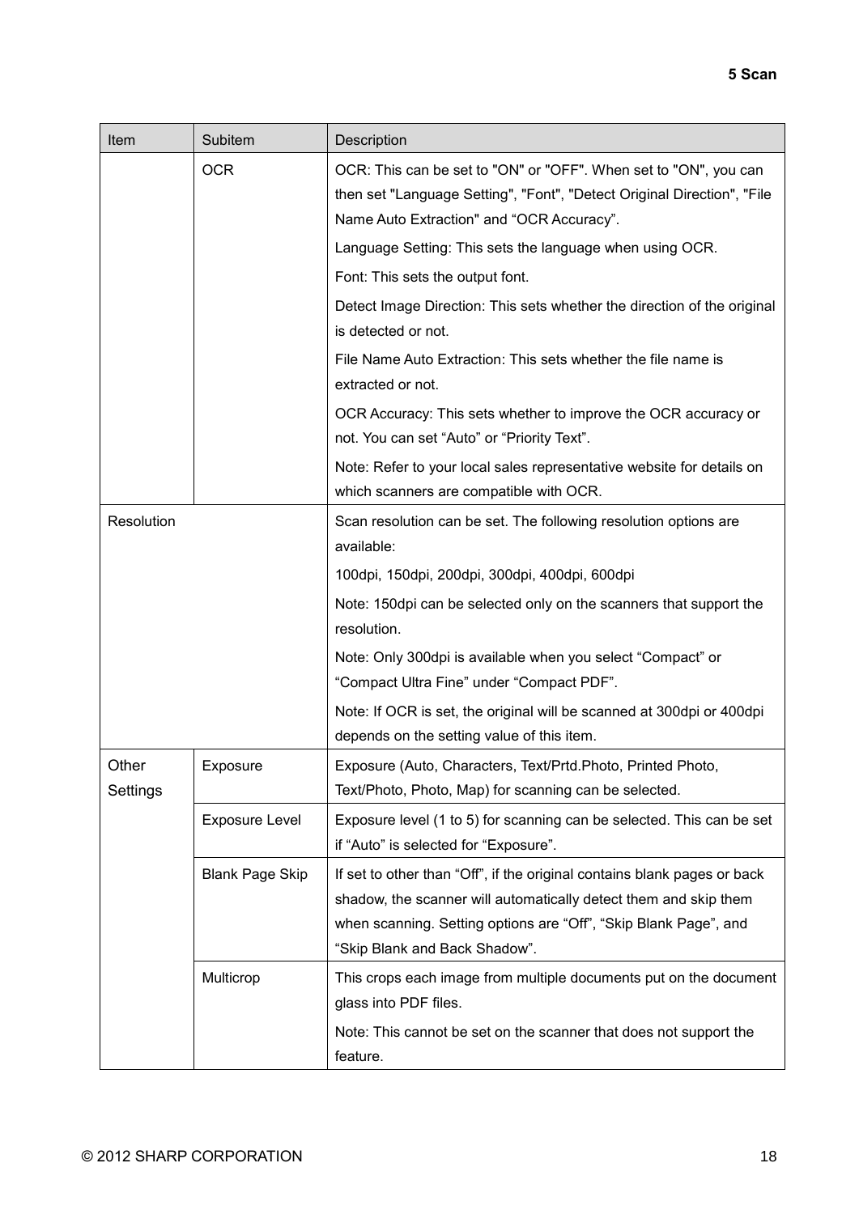| Item | Subitem | Description |
|---|---|---|
| | OCR | OCR: This can be set to "ON" or "OFF". When set to "ON", you can then set "Language Setting", "Font", "Detect Original Direction", "File Name Auto Extraction" and “OCR Accuracy”.<br>Language Setting: This sets the language when using OCR.<br>Font: This sets the output font.<br>Detect Image Direction: This sets whether the direction of the original is detected or not.<br>File Name Auto Extraction: This sets whether the file name is extracted or not.<br>OCR Accuracy: This sets whether to improve the OCR accuracy or not. You can set “Auto” or “Priority Text”.<br>Note: Refer to your local sales representative website for details on which scanners are compatible with OCR. |
| Resolution | | Scan resolution can be set. The following resolution options are available:<br>100dpi, 150dpi, 200dpi, 300dpi, 400dpi, 600dpi<br>Note: 150dpi can be selected only on the scanners that support the resolution.<br>Note: Only 300dpi is available when you select “Compact” or “Compact Ultra Fine” under “Compact PDF”.<br>Note: If OCR is set, the original will be scanned at 300dpi or 400dpi depends on the setting value of this item. |
| Other Settings | Exposure | Exposure (Auto, Characters, Text/Prtd.Photo, Printed Photo, Text/Photo, Photo, Map) for scanning can be selected. |
| | Exposure Level | Exposure level (1 to 5) for scanning can be selected. This can be set if “Auto” is selected for “Exposure”. |
| | Blank Page Skip | If set to other than “Off”, if the original contains blank pages or back shadow, the scanner will automatically detect them and skip them when scanning. Setting options are “Off”, “Skip Blank Page”, and “Skip Blank and Back Shadow”. |
| | Multicrop | This crops each image from multiple documents put on the document glass into PDF files.<br>Note: This cannot be set on the scanner that does not support the feature. |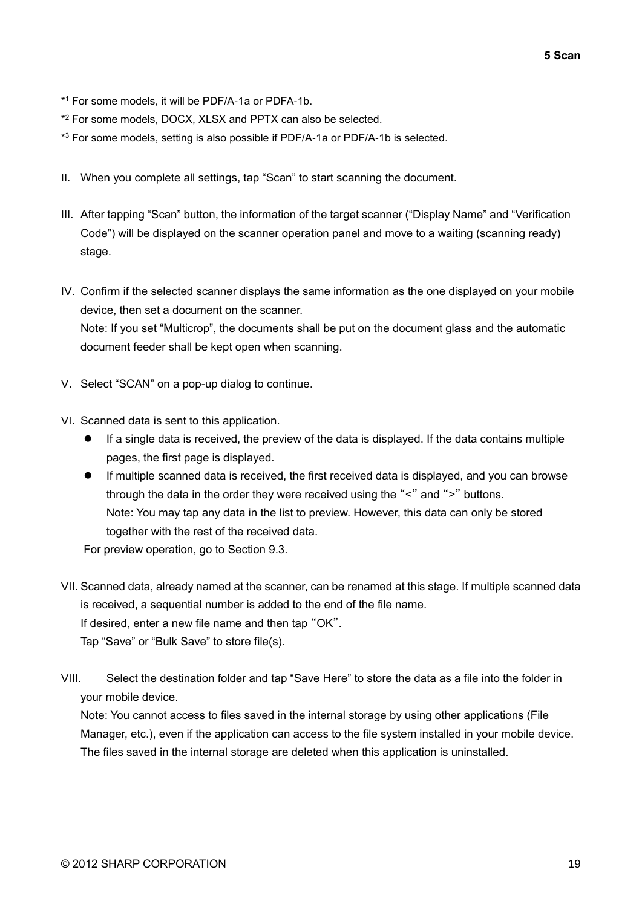*[1] For some models, it will be PDF/A-1a or PDFA-1b.

*[2] For some models, DOCX, XLSX and PPTX can also be selected.

*[3] For some models, setting is also possible if PDF/A-1a or PDF/A-1b is selected.

II. When you complete all settings, tap “Scan” to start scanning the document.

III. After tapping “Scan” button, the information of the target scanner (“Display Name” and “Verification Code”) will be displayed on the scanner operation panel and move to a waiting (scanning ready) stage.

IV. Confirm if the selected scanner displays the same information as the one displayed on your mobile device, then set a document on the scanner.
Note: If you set “Multicrop”, the documents shall be put on the document glass and the automatic document feeder shall be kept open when scanning.

V. Select “SCAN” on a pop-up dialog to continue.

VI. Scanned data is sent to this application.
- If a single data is received, the preview of the data is displayed. If the data contains multiple pages, the first page is displayed.
- If multiple scanned data is received, the first received data is displayed, and you can browse through the data in the order they were received using the “<” and “>” buttons.
  Note: You may tap any data in the list to preview. However, this data can only be stored together with the rest of the received data.

For preview operation, go to Section 9.3.

VII. Scanned data, already named at the scanner, can be renamed at this stage. If multiple scanned data is received, a sequential number is added to the end of the file name.
If desired, enter a new file name and then tap “OK”.
Tap “Save” or “Bulk Save” to store file(s).

VIII. Select the destination folder and tap “Save Here” to store the data as a file into the folder in your mobile device.
Note: You cannot access to files saved in the internal storage by using other applications (File Manager, etc.), even if the application can access to the file system installed in your mobile device. The files saved in the internal storage are deleted when this application is uninstalled.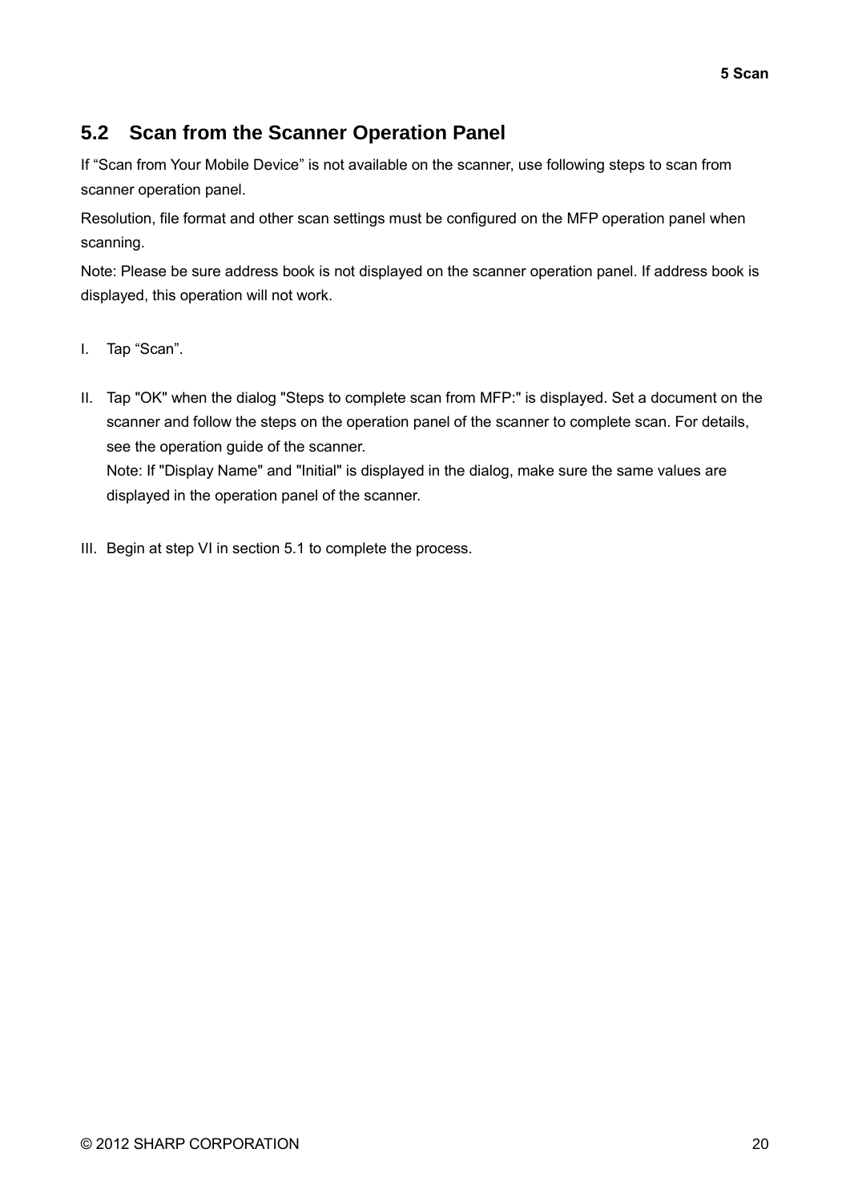## 5.2 Scan from the Scanner Operation Panel

If “Scan from Your Mobile Device” is not available on the scanner, use following steps to scan from scanner operation panel.

Resolution, file format and other scan settings must be configured on the MFP operation panel when scanning.

Note: Please be sure address book is not displayed on the scanner operation panel. If address book is displayed, this operation will not work.

I. Tap “Scan”.

II. Tap "OK" when the dialog "Steps to complete scan from MFP:" is displayed. Set a document on the scanner and follow the steps on the operation panel of the scanner to complete scan. For details, see the operation guide of the scanner.
Note: If "Display Name" and "Initial" is displayed in the dialog, make sure the same values are displayed in the operation panel of the scanner.

III. Begin at step VI in section 5.1 to complete the process.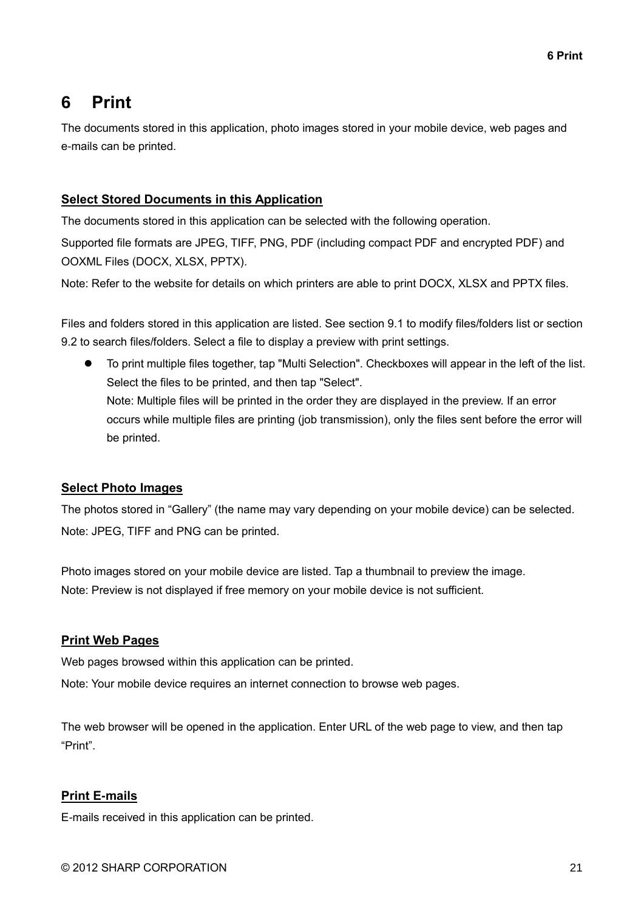# 6 Print

The documents stored in this application, photo images stored in your mobile device, web pages and e-mails can be printed.

**Select Stored Documents in this Application**

The documents stored in this application can be selected with the following operation.

Supported file formats are JPEG, TIFF, PNG, PDF (including compact PDF and encrypted PDF) and OOXML Files (DOCX, XLSX, PPTX).

Note: Refer to the website for details on which printers are able to print DOCX, XLSX and PPTX files.

Files and folders stored in this application are listed. See section 9.1 to modify files/folders list or section 9.2 to search files/folders. Select a file to display a preview with print settings.

- To print multiple files together, tap "Multi Selection". Checkboxes will appear in the left of the list. Select the files to be printed, and then tap "Select".
  Note: Multiple files will be printed in the order they are displayed in the preview. If an error occurs while multiple files are printing (job transmission), only the files sent before the error will be printed.

**Select Photo Images**

The photos stored in “Gallery” (the name may vary depending on your mobile device) can be selected.

Note: JPEG, TIFF and PNG can be printed.

Photo images stored on your mobile device are listed. Tap a thumbnail to preview the image.
Note: Preview is not displayed if free memory on your mobile device is not sufficient.

**Print Web Pages**

Web pages browsed within this application can be printed.

Note: Your mobile device requires an internet connection to browse web pages.

The web browser will be opened in the application. Enter URL of the web page to view, and then tap “Print”.

**Print E-mails**

E-mails received in this application can be printed.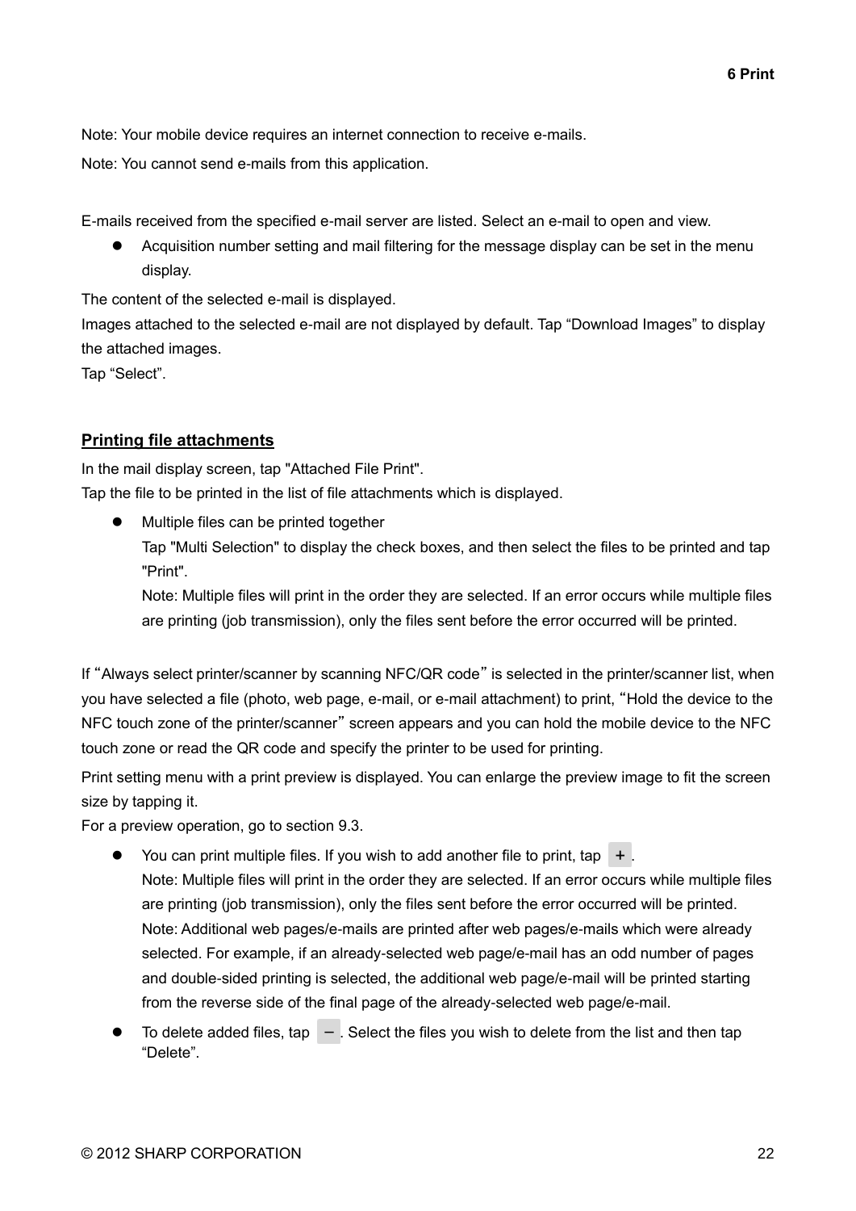Note: Your mobile device requires an internet connection to receive e-mails.

Note: You cannot send e-mails from this application.

E-mails received from the specified e-mail server are listed. Select an e-mail to open and view.

- Acquisition number setting and mail filtering for the message display can be set in the menu display.

The content of the selected e-mail is displayed.

Images attached to the selected e-mail are not displayed by default. Tap “Download Images” to display the attached images.

Tap “Select”.

**Printing file attachments**

In the mail display screen, tap "Attached File Print".

Tap the file to be printed in the list of file attachments which is displayed.

- Multiple files can be printed together
  Tap "Multi Selection" to display the check boxes, and then select the files to be printed and tap "Print".
  Note: Multiple files will print in the order they are selected. If an error occurs while multiple files are printing (job transmission), only the files sent before the error occurred will be printed.

If “Always select printer/scanner by scanning NFC/QR code” is selected in the printer/scanner list, when you have selected a file (photo, web page, e-mail, or e-mail attachment) to print, “Hold the device to the NFC touch zone of the printer/scanner” screen appears and you can hold the mobile device to the NFC touch zone or read the QR code and specify the printer to be used for printing.

Print setting menu with a print preview is displayed. You can enlarge the preview image to fit the screen size by tapping it.

For a preview operation, go to section 9.3.

- You can print multiple files. If you wish to add another file to print, tap +.
  Note: Multiple files will print in the order they are selected. If an error occurs while multiple files are printing (job transmission), only the files sent before the error occurred will be printed.
  Note: Additional web pages/e-mails are printed after web pages/e-mails which were already selected. For example, if an already-selected web page/e-mail has an odd number of pages and double-sided printing is selected, the additional web page/e-mail will be printed starting from the reverse side of the final page of the already-selected web page/e-mail.
- To delete added files, tap −. Select the files you wish to delete from the list and then tap “Delete”.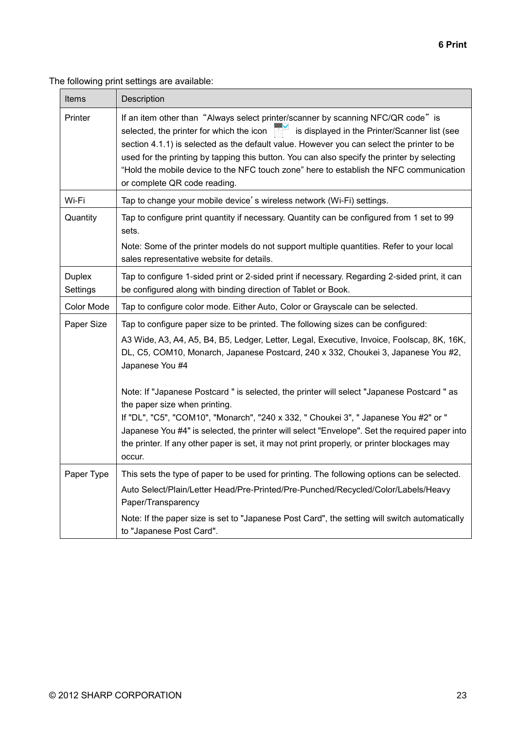The following print settings are available:

| Items | Description |
|---|---|
| Printer | If an item other than “Always select printer/scanner by scanning NFC/QR code” is selected, the printer for which the icon is displayed in the Printer/Scanner list (see section 4.1.1) is selected as the default value. However you can select the printer to be used for the printing by tapping this button. You can also specify the printer by selecting “Hold the mobile device to the NFC touch zone” here to establish the NFC communication or complete QR code reading. |
| Wi-Fi | Tap to change your mobile device’s wireless network (Wi-Fi) settings. |
| Quantity | Tap to configure print quantity if necessary. Quantity can be configured from 1 set to 99 sets.<br><br>Note: Some of the printer models do not support multiple quantities. Refer to your local sales representative website for details. |
| Duplex Settings | Tap to configure 1-sided print or 2-sided print if necessary. Regarding 2-sided print, it can be configured along with binding direction of Tablet or Book. |
| Color Mode | Tap to configure color mode. Either Auto, Color or Grayscale can be selected. |
| Paper Size | Tap to configure paper size to be printed. The following sizes can be configured:<br><br>A3 Wide, A3, A4, A5, B4, B5, Ledger, Letter, Legal, Executive, Invoice, Foolscap, 8K, 16K, DL, C5, COM10, Monarch, Japanese Postcard, 240 x 332, Choukei 3, Japanese You #2, Japanese You #4<br><br>Note: If "Japanese Postcard " is selected, the printer will select "Japanese Postcard " as the paper size when printing.<br>If "DL", "C5", "COM10", "Monarch", "240 x 332, " Choukei 3", " Japanese You #2" or " Japanese You #4" is selected, the printer will select "Envelope". Set the required paper into the printer. If any other paper is set, it may not print properly, or printer blockages may occur. |
| Paper Type | This sets the type of paper to be used for printing. The following options can be selected.<br><br>Auto Select/Plain/Letter Head/Pre-Printed/Pre-Punched/Recycled/Color/Labels/Heavy Paper/Transparency<br><br>Note: If the paper size is set to "Japanese Post Card", the setting will switch automatically to "Japanese Post Card". |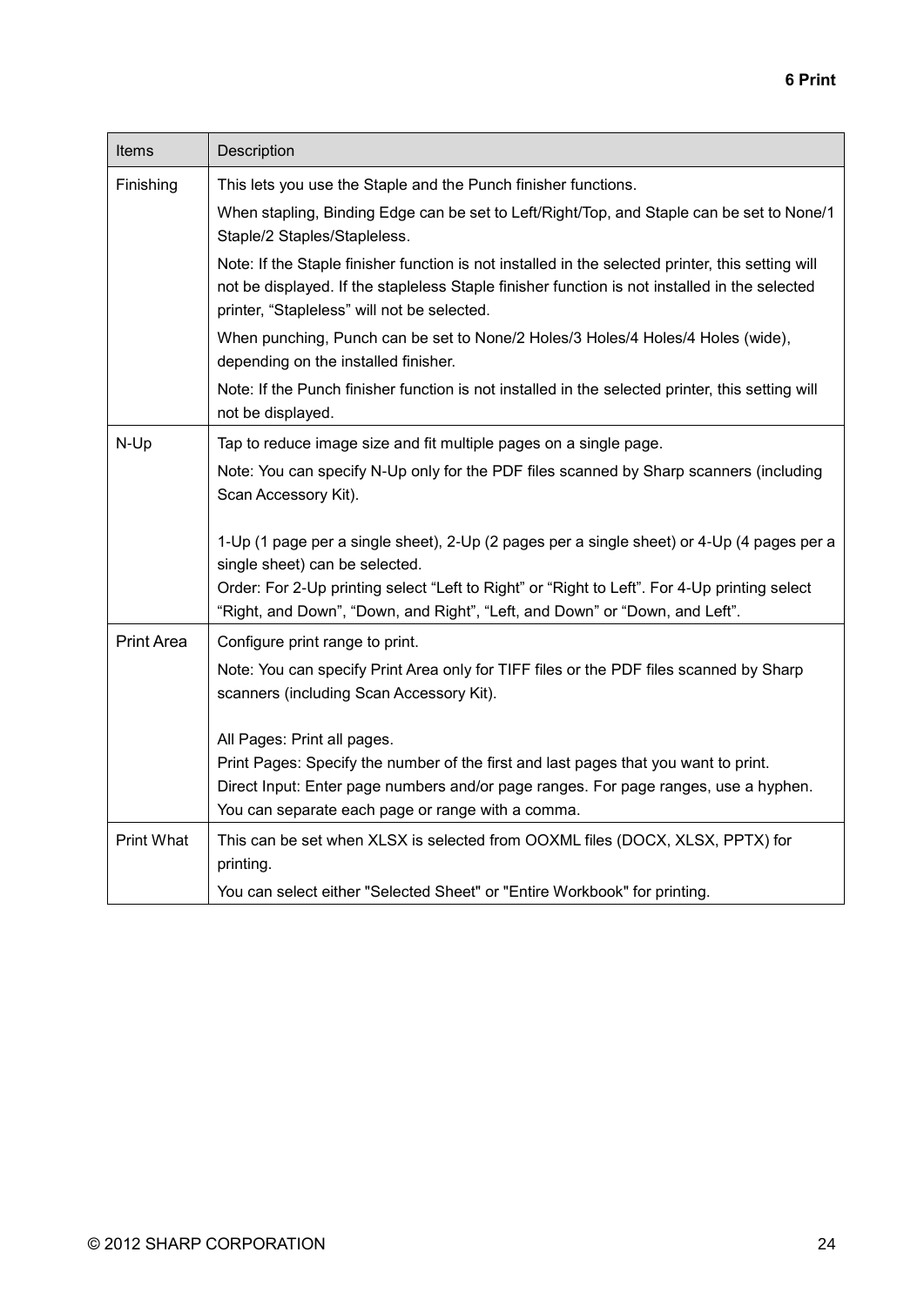| Items | Description |
|---|---|
| Finishing | This lets you use the Staple and the Punch finisher functions.<br>When stapling, Binding Edge can be set to Left/Right/Top, and Staple can be set to None/1 Staple/2 Staples/Stapleless.<br>Note: If the Staple finisher function is not installed in the selected printer, this setting will not be displayed. If the stapleless Staple finisher function is not installed in the selected printer, “Stapleless” will not be selected.<br>When punching, Punch can be set to None/2 Holes/3 Holes/4 Holes/4 Holes (wide), depending on the installed finisher.<br>Note: If the Punch finisher function is not installed in the selected printer, this setting will not be displayed. |
| N-Up | Tap to reduce image size and fit multiple pages on a single page.<br>Note: You can specify N-Up only for the PDF files scanned by Sharp scanners (including Scan Accessory Kit).<br><br>1-Up (1 page per a single sheet), 2-Up (2 pages per a single sheet) or 4-Up (4 pages per a single sheet) can be selected.<br>Order: For 2-Up printing select “Left to Right” or “Right to Left”. For 4-Up printing select “Right, and Down”, “Down, and Right”, “Left, and Down” or “Down, and Left”. |
| Print Area | Configure print range to print.<br>Note: You can specify Print Area only for TIFF files or the PDF files scanned by Sharp scanners (including Scan Accessory Kit).<br><br>All Pages: Print all pages.<br>Print Pages: Specify the number of the first and last pages that you want to print.<br>Direct Input: Enter page numbers and/or page ranges. For page ranges, use a hyphen. You can separate each page or range with a comma. |
| Print What | This can be set when XLSX is selected from OOXML files (DOCX, XLSX, PPTX) for printing.<br>You can select either "Selected Sheet" or "Entire Workbook" for printing. |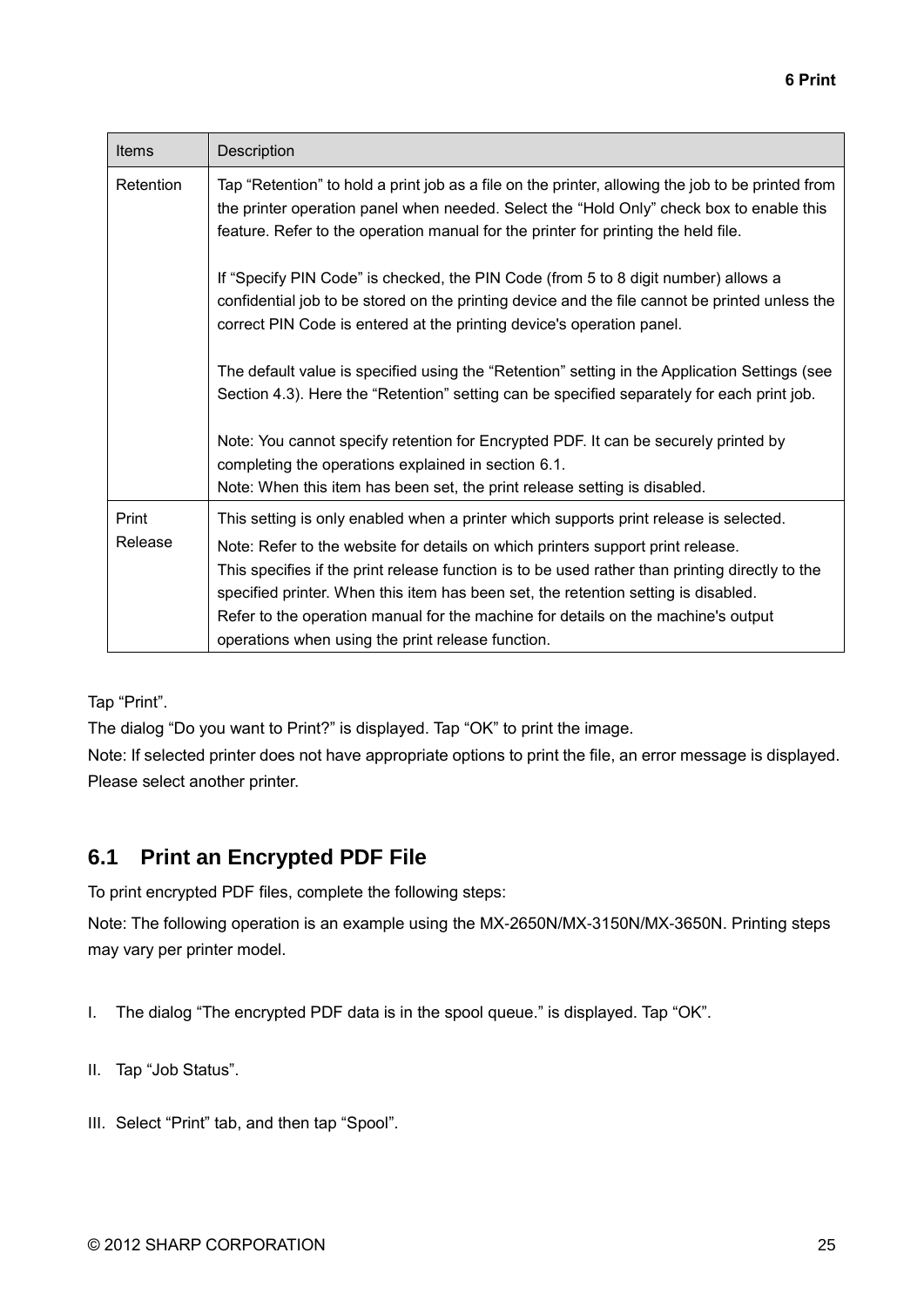| Items | Description |
| --- | --- |
| Retention | Tap “Retention” to hold a print job as a file on the printer, allowing the job to be printed from the printer operation panel when needed. Select the “Hold Only” check box to enable this feature. Refer to the operation manual for the printer for printing the held file.<br><br>If “Specify PIN Code” is checked, the PIN Code (from 5 to 8 digit number) allows a confidential job to be stored on the printing device and the file cannot be printed unless the correct PIN Code is entered at the printing device's operation panel.<br><br>The default value is specified using the “Retention” setting in the Application Settings (see Section 4.3). Here the “Retention” setting can be specified separately for each print job.<br><br>Note: You cannot specify retention for Encrypted PDF. It can be securely printed by completing the operations explained in section 6.1.<br>Note: When this item has been set, the print release setting is disabled. |
| Print Release | This setting is only enabled when a printer which supports print release is selected.<br>Note: Refer to the website for details on which printers support print release.<br>This specifies if the print release function is to be used rather than printing directly to the specified printer. When this item has been set, the retention setting is disabled.<br>Refer to the operation manual for the machine for details on the machine's output operations when using the print release function. |

Tap “Print”.
The dialog “Do you want to Print?” is displayed. Tap “OK” to print the image.
Note: If selected printer does not have appropriate options to print the file, an error message is displayed. Please select another printer.

## 6.1 Print an Encrypted PDF File

To print encrypted PDF files, complete the following steps:

Note: The following operation is an example using the MX-2650N/MX-3150N/MX-3650N. Printing steps may vary per printer model.

I. The dialog “The encrypted PDF data is in the spool queue.” is displayed. Tap “OK”.

II. Tap “Job Status”.

III. Select “Print” tab, and then tap “Spool”.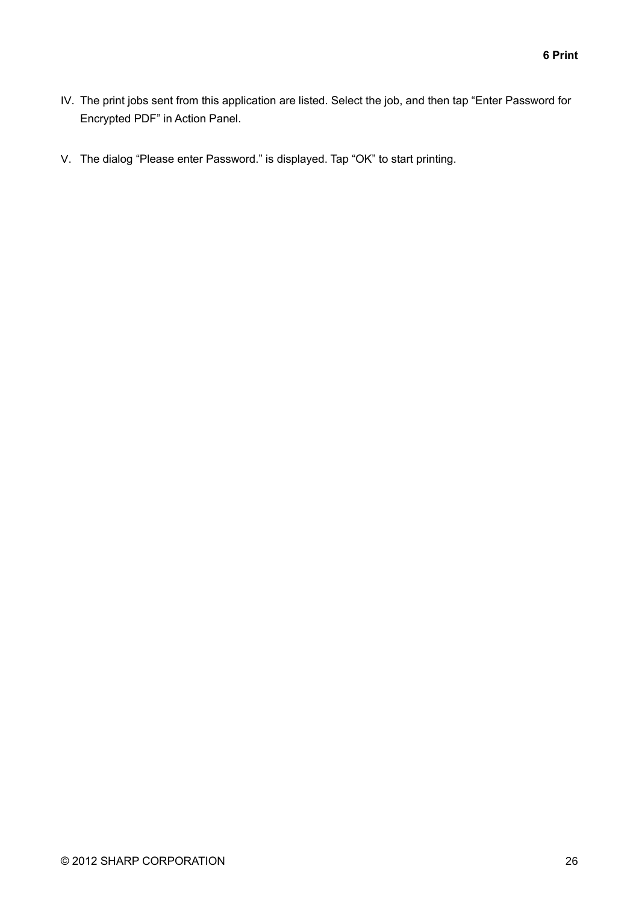IV. The print jobs sent from this application are listed. Select the job, and then tap “Enter Password for Encrypted PDF” in Action Panel.

V. The dialog “Please enter Password.” is displayed. Tap “OK” to start printing.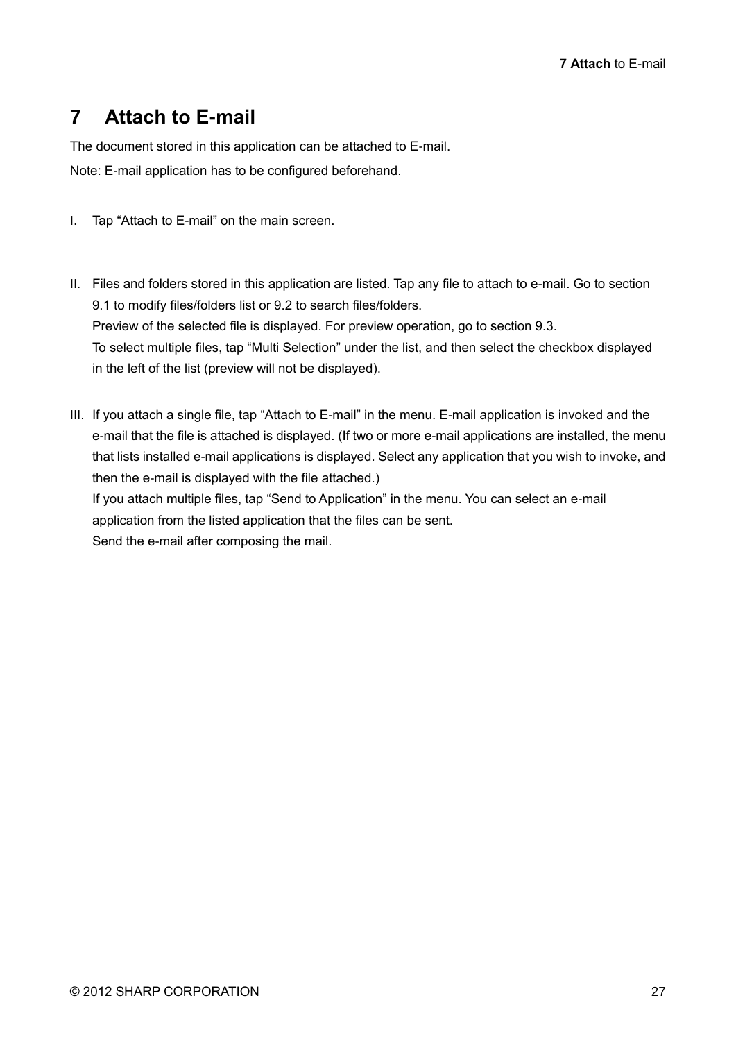# 7 Attach to E-mail

The document stored in this application can be attached to E-mail.

Note: E-mail application has to be configured beforehand.

I. Tap “Attach to E-mail” on the main screen.

II. Files and folders stored in this application are listed. Tap any file to attach to e-mail. Go to section 9.1 to modify files/folders list or 9.2 to search files/folders.
   Preview of the selected file is displayed. For preview operation, go to section 9.3.
   To select multiple files, tap “Multi Selection” under the list, and then select the checkbox displayed in the left of the list (preview will not be displayed).

III. If you attach a single file, tap “Attach to E-mail” in the menu. E-mail application is invoked and the e-mail that the file is attached is displayed. (If two or more e-mail applications are installed, the menu that lists installed e-mail applications is displayed. Select any application that you wish to invoke, and then the e-mail is displayed with the file attached.)
   If you attach multiple files, tap “Send to Application” in the menu. You can select an e-mail application from the listed application that the files can be sent.
   Send the e-mail after composing the mail.

© 2012 SHARP CORPORATION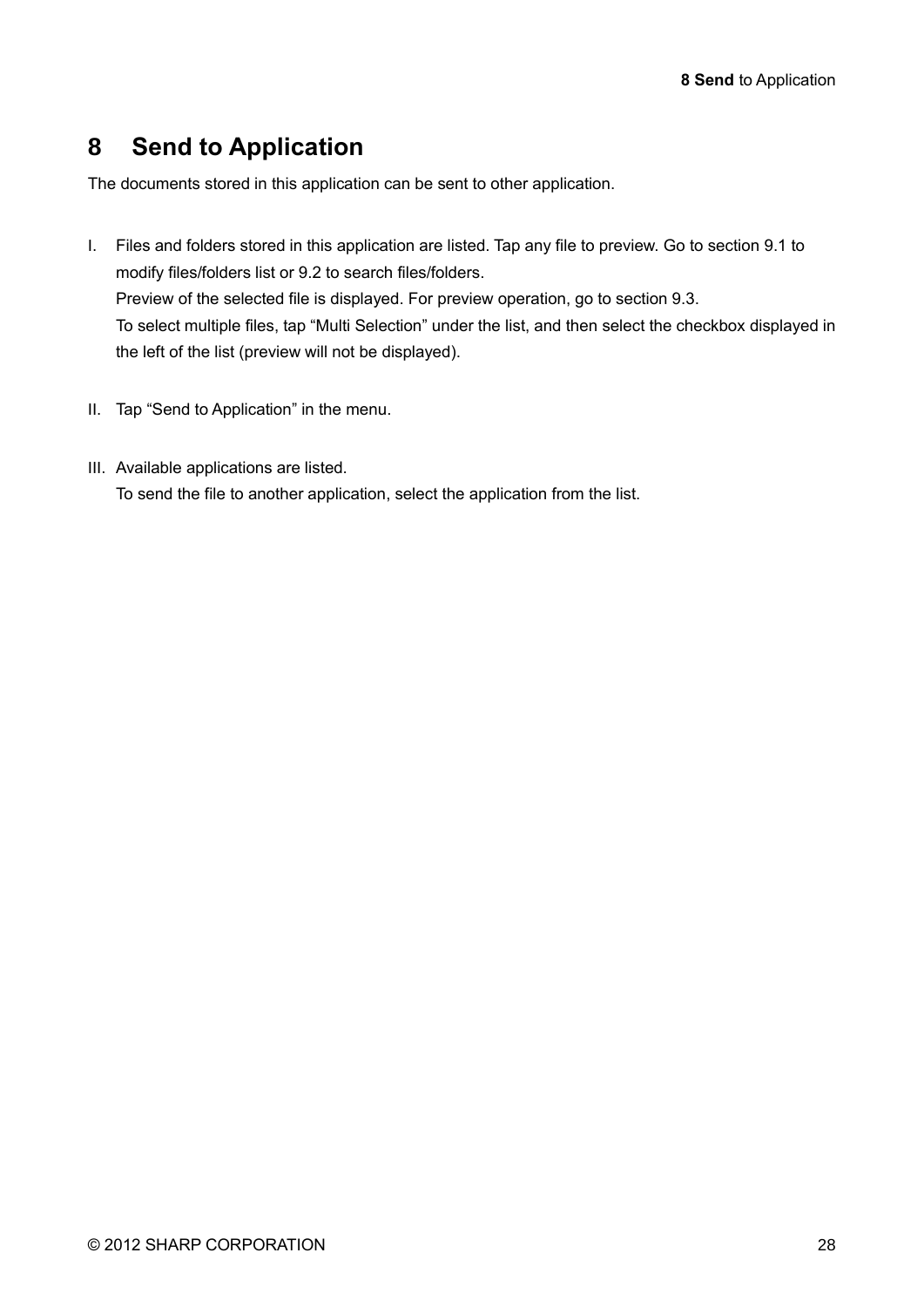# 8 Send to Application

The documents stored in this application can be sent to other application.

I. Files and folders stored in this application are listed. Tap any file to preview. Go to section 9.1 to modify files/folders list or 9.2 to search files/folders.
   Preview of the selected file is displayed. For preview operation, go to section 9.3.
   To select multiple files, tap “Multi Selection” under the list, and then select the checkbox displayed in the left of the list (preview will not be displayed).

II. Tap “Send to Application” in the menu.

III. Available applications are listed.
   To send the file to another application, select the application from the list.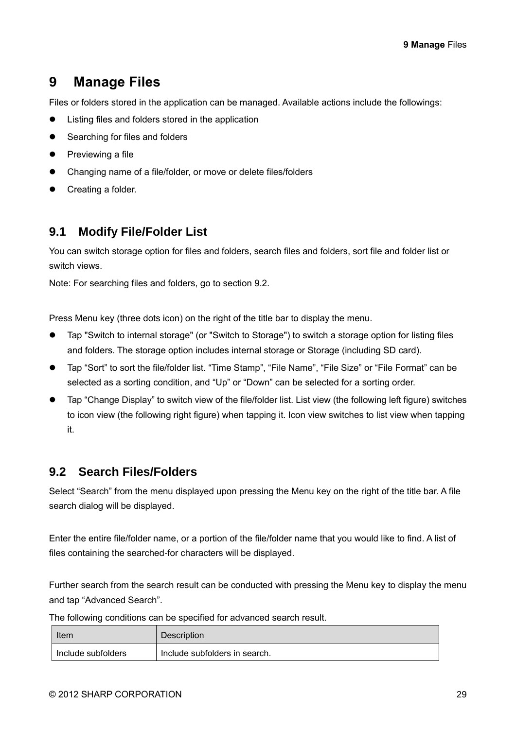# 9 Manage Files

Files or folders stored in the application can be managed. Available actions include the followings:

- Listing files and folders stored in the application
- Searching for files and folders
- Previewing a file
- Changing name of a file/folder, or move or delete files/folders
- Creating a folder.

## 9.1 Modify File/Folder List

You can switch storage option for files and folders, search files and folders, sort file and folder list or switch views.

Note: For searching files and folders, go to section 9.2.

Press Menu key (three dots icon) on the right of the title bar to display the menu.

- Tap "Switch to internal storage" (or "Switch to Storage") to switch a storage option for listing files and folders. The storage option includes internal storage or Storage (including SD card).
- Tap “Sort” to sort the file/folder list. “Time Stamp”, “File Name”, “File Size” or “File Format” can be selected as a sorting condition, and “Up” or “Down” can be selected for a sorting order.
- Tap “Change Display” to switch view of the file/folder list. List view (the following left figure) switches to icon view (the following right figure) when tapping it. Icon view switches to list view when tapping it.

## 9.2 Search Files/Folders

Select “Search” from the menu displayed upon pressing the Menu key on the right of the title bar. A file search dialog will be displayed.

Enter the entire file/folder name, or a portion of the file/folder name that you would like to find. A list of files containing the searched-for characters will be displayed.

Further search from the search result can be conducted with pressing the Menu key to display the menu and tap “Advanced Search”.

The following conditions can be specified for advanced search result.

| Item | Description |
| --- | --- |
| Include subfolders | Include subfolders in search. |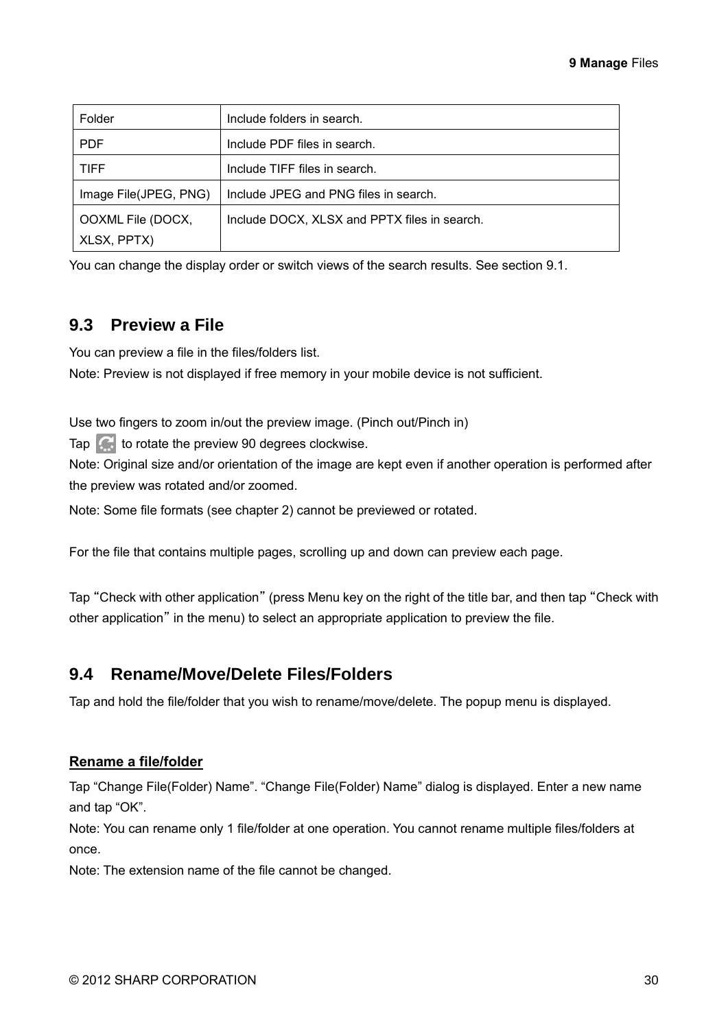| Folder | Include folders in search. |
| --- | --- |
| PDF | Include PDF files in search. |
| TIFF | Include TIFF files in search. |
| Image File(JPEG, PNG) | Include JPEG and PNG files in search. |
| OOXML File (DOCX, XLSX, PPTX) | Include DOCX, XLSX and PPTX files in search. |

You can change the display order or switch views of the search results. See section 9.1.

## 9.3 Preview a File

You can preview a file in the files/folders list.
Note: Preview is not displayed if free memory in your mobile device is not sufficient.

Use two fingers to zoom in/out the preview image. (Pinch out/Pinch in)
Tap to rotate the preview 90 degrees clockwise.
Note: Original size and/or orientation of the image are kept even if another operation is performed after the preview was rotated and/or zoomed.
Note: Some file formats (see chapter 2) cannot be previewed or rotated.

For the file that contains multiple pages, scrolling up and down can preview each page.

Tap "Check with other application" (press Menu key on the right of the title bar, and then tap "Check with other application" in the menu) to select an appropriate application to preview the file.

## 9.4 Rename/Move/Delete Files/Folders

Tap and hold the file/folder that you wish to rename/move/delete. The popup menu is displayed.

**Rename a file/folder**

Tap "Change File(Folder) Name". "Change File(Folder) Name" dialog is displayed. Enter a new name and tap "OK".
Note: You can rename only 1 file/folder at one operation. You cannot rename multiple files/folders at once.
Note: The extension name of the file cannot be changed.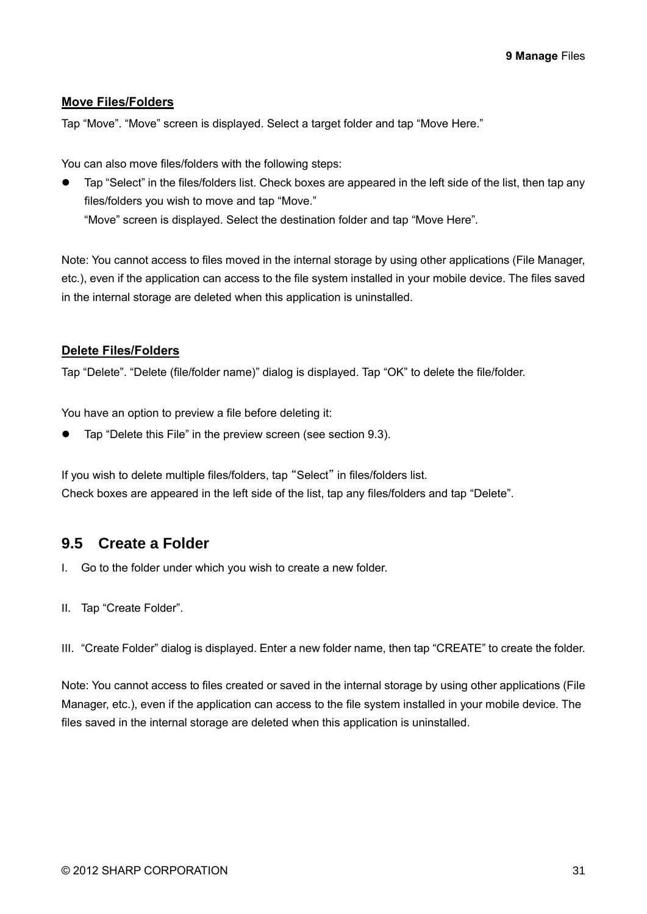**Move Files/Folders**

Tap “Move”. “Move” screen is displayed. Select a target folder and tap “Move Here.”

You can also move files/folders with the following steps:

- Tap “Select” in the files/folders list. Check boxes are appeared in the left side of the list, then tap any files/folders you wish to move and tap “Move.”
  “Move” screen is displayed. Select the destination folder and tap “Move Here”.

Note: You cannot access to files moved in the internal storage by using other applications (File Manager, etc.), even if the application can access to the file system installed in your mobile device. The files saved in the internal storage are deleted when this application is uninstalled.

**Delete Files/Folders**

Tap “Delete”. “Delete (file/folder name)” dialog is displayed. Tap “OK” to delete the file/folder.

You have an option to preview a file before deleting it:

- Tap “Delete this File” in the preview screen (see section 9.3).

If you wish to delete multiple files/folders, tap “Select” in files/folders list.
Check boxes are appeared in the left side of the list, tap any files/folders and tap “Delete”.

## 9.5 Create a Folder

I. Go to the folder under which you wish to create a new folder.

II. Tap “Create Folder”.

III. “Create Folder” dialog is displayed. Enter a new folder name, then tap “CREATE” to create the folder.

Note: You cannot access to files created or saved in the internal storage by using other applications (File Manager, etc.), even if the application can access to the file system installed in your mobile device. The files saved in the internal storage are deleted when this application is uninstalled.

© 2012 SHARP CORPORATION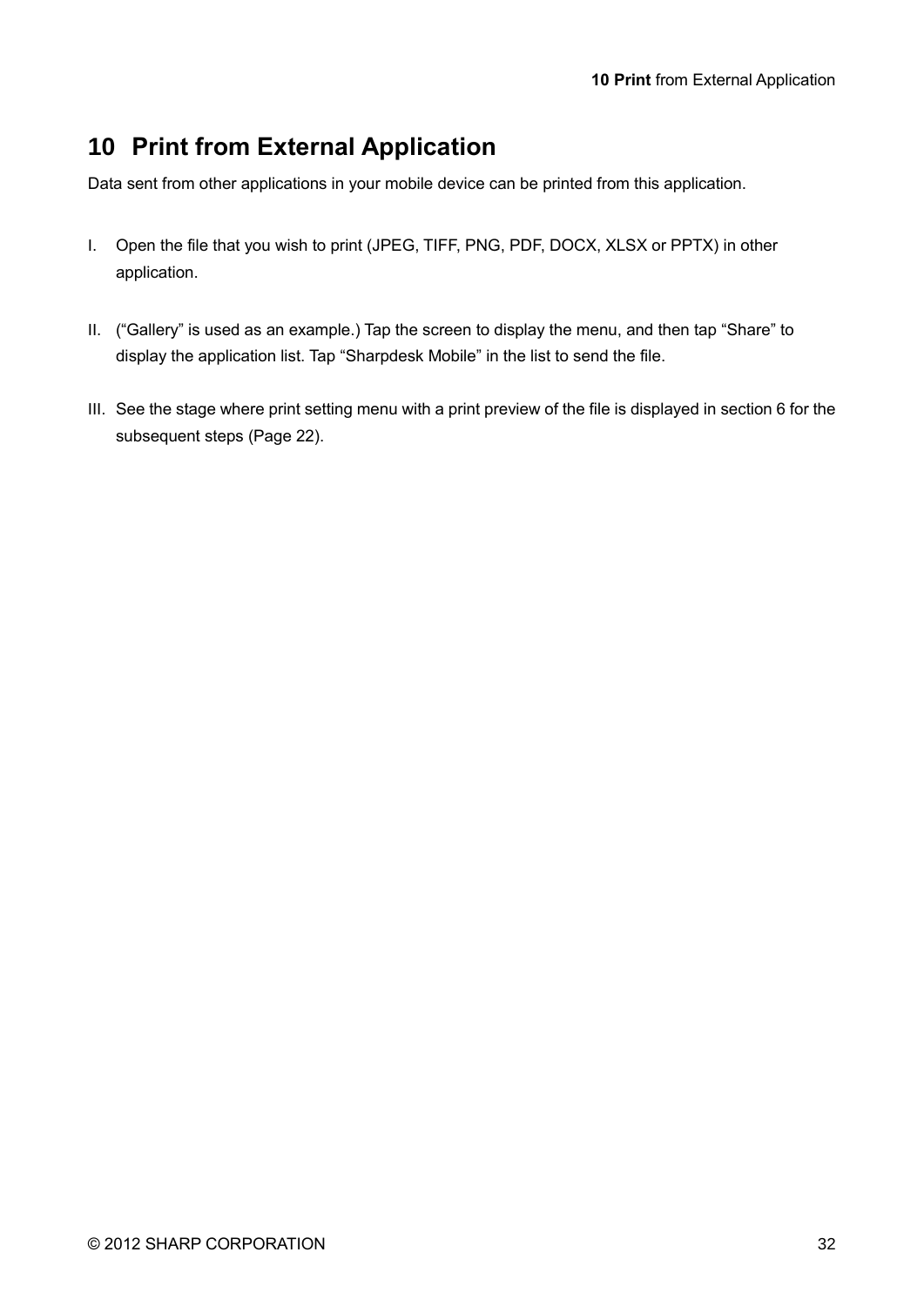# 10 Print from External Application

Data sent from other applications in your mobile device can be printed from this application.

I. Open the file that you wish to print (JPEG, TIFF, PNG, PDF, DOCX, XLSX or PPTX) in other application.

II. ("Gallery" is used as an example.) Tap the screen to display the menu, and then tap "Share" to display the application list. Tap "Sharpdesk Mobile" in the list to send the file.

III. See the stage where print setting menu with a print preview of the file is displayed in section 6 for the subsequent steps (Page 22).

© 2012 SHARP CORPORATION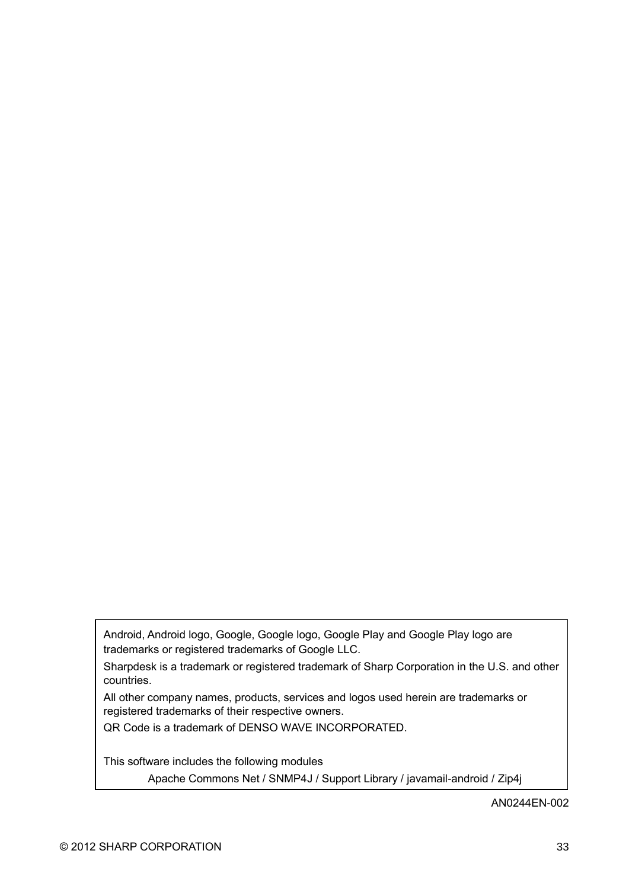Android, Android logo, Google, Google logo, Google Play and Google Play logo are trademarks or registered trademarks of Google LLC.

Sharpdesk is a trademark or registered trademark of Sharp Corporation in the U.S. and other countries.

All other company names, products, services and logos used herein are trademarks or registered trademarks of their respective owners.

QR Code is a trademark of DENSO WAVE INCORPORATED.

This software includes the following modules

Apache Commons Net / SNMP4J / Support Library / javamail-android / Zip4j

AN0244EN-002

© 2012 SHARP CORPORATION